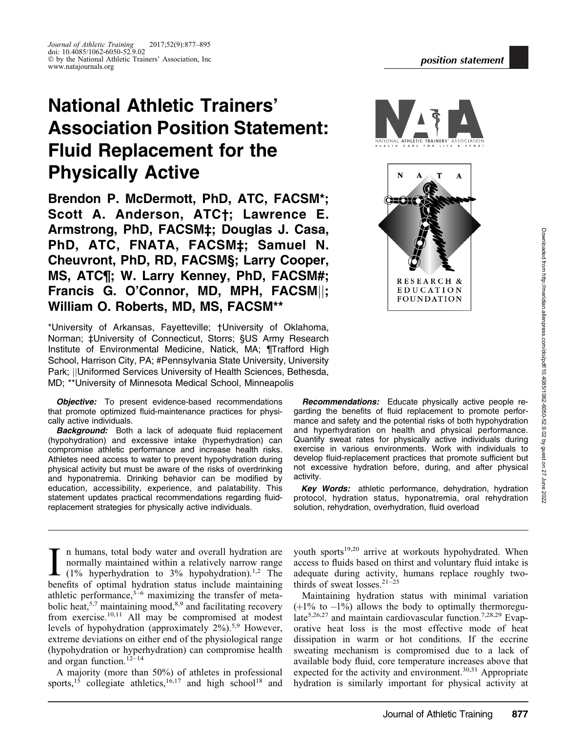*position statement*

# National Athletic Trainers' Association Position Statement: Fluid Replacement for the Physically Active

**Brendon P. McDermott, PhD, ATC, FACSM*; Scott A. Anderson, ATC†; Lawrence E. Armstrong, PhD, FACSM‡; Douglas J. Casa, PhD, ATC, FNATA, FACSM‡; Samuel N. Cheuvront, PhD, RD, FACSM§; Larry Cooper, MS, ATC¶; W. Larry Kenney, PhD, FACSM#; Francis G. O'Connor, MD, MPH, FACSM||; William O. Roberts, MD, MS, FACSM****

*University of Arkansas, Fayetteville; †University of Oklahoma, Norman; ‡University of Connecticut, Storrs; §US Army Research Institute of Environmental Medicine, Natick, MA; ¶Trafford High School, Harrison City, PA; #Pennsylvania State University, University Park; ||Uniformed Services University of Health Sciences, Bethesda, MD; **University of Minnesota Medical School, Minneapolis

***Objective:*** To present evidence-based recommendations that promote optimized fluid-maintenance practices for physically active individuals.

***Background:*** Both a lack of adequate fluid replacement (hypohydration) and excessive intake (hyperhydration) can compromise athletic performance and increase health risks. Athletes need access to water to prevent hypohydration during physical activity but must be aware of the risks of overdrinking and hyponatremia. Drinking behavior can be modified by education, accessibility, experience, and palatability. This statement updates practical recommendations regarding fluid-replacement strategies for physically active individuals.

***Recommendations:*** Educate physically active people regarding the benefits of fluid replacement to promote performance and safety and the potential risks of both hypohydration and hyperhydration on health and physical performance. Quantify sweat rates for physically active individuals during exercise in various environments. Work with individuals to develop fluid-replacement practices that promote sufficient but not excessive hydration before, during, and after physical activity.

***Key Words:*** athletic performance, dehydration, hydration protocol, hydration status, hyponatremia, oral rehydration solution, rehydration, overhydration, fluid overload

In humans, total body water and overall hydration are normally maintained within a relatively narrow range (1% hyperhydration to 3% hypohydration).[1,2] The benefits of optimal hydration status include maintaining athletic performance,[3–6] maximizing the transfer of metabolic heat,[5,7] maintaining mood,[8,9] and facilitating recovery from exercise.[10,11] All may be compromised at modest levels of hypohydration (approximately 2%).[5,9] However, extreme deviations on either end of the physiological range (hypohydration or hyperhydration) can compromise health and organ function.[12–14]

A majority (more than 50%) of athletes in professional sports,[15] collegiate athletics,[16,17] and high school[18] and youth sports[19,20] arrive at workouts hypohydrated. When access to fluids based on thirst and voluntary fluid intake is adequate during activity, humans replace roughly two-thirds of sweat losses.[21–25]

Maintaining hydration status with minimal variation (+1% to –1%) allows the body to optimally thermoregulate[5,26,27] and maintain cardiovascular function.[7,28,29] Evaporative heat loss is the most effective mode of heat dissipation in warm or hot conditions. If the eccrine sweating mechanism is compromised due to a lack of available body fluid, core temperature increases above that expected for the activity and environment.[30,31] Appropriate hydration is similarly important for physical activity at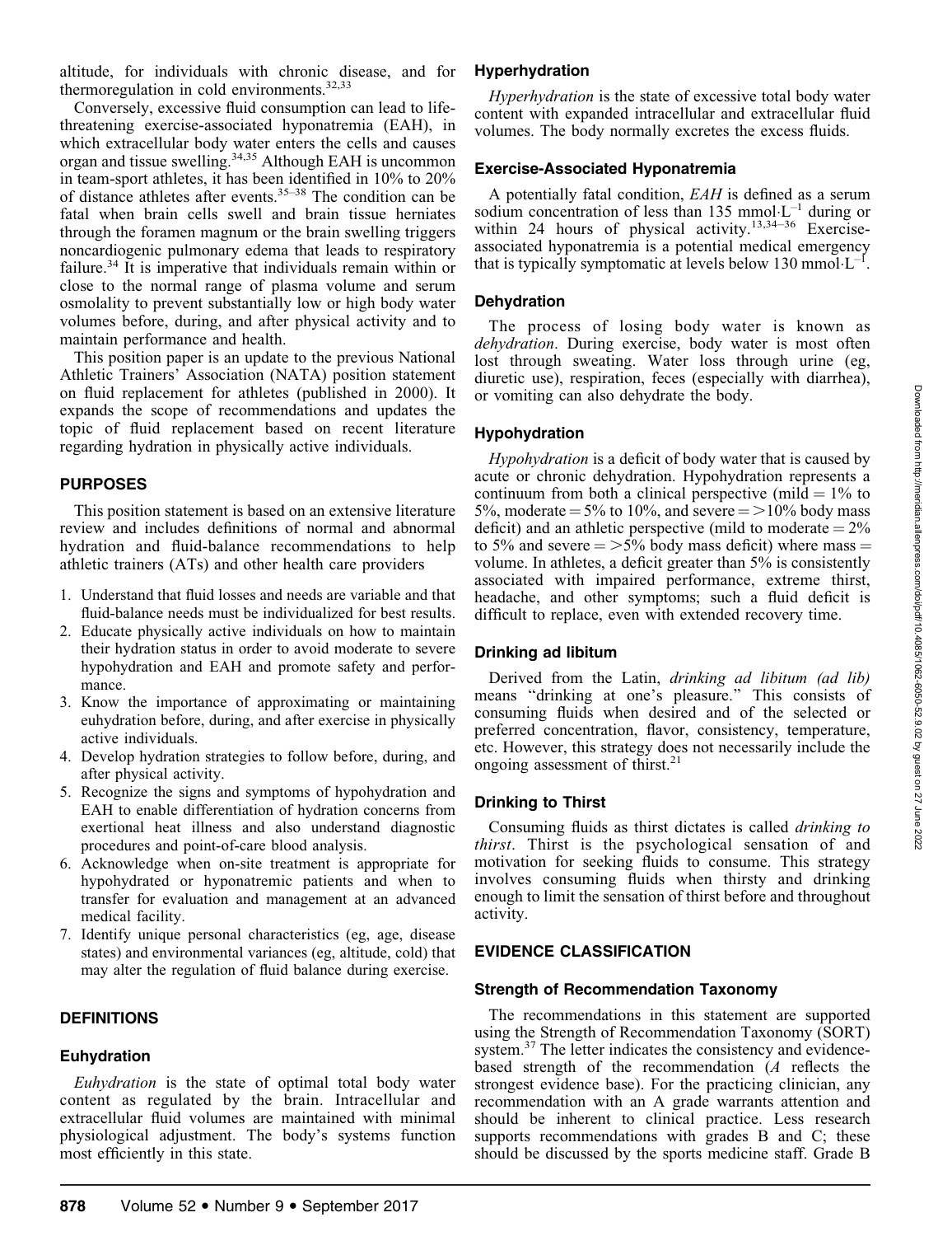altitude, for individuals with chronic disease, and for thermoregulation in cold environments.[32,33]

Conversely, excessive fluid consumption can lead to life-threatening exercise-associated hyponatremia (EAH), in which extracellular body water enters the cells and causes organ and tissue swelling.[34,35] Although EAH is uncommon in team-sport athletes, it has been identified in 10% to 20% of distance athletes after events.[35–38] The condition can be fatal when brain cells swell and brain tissue herniates through the foramen magnum or the brain swelling triggers noncardiogenic pulmonary edema that leads to respiratory failure.[34] It is imperative that individuals remain within or close to the normal range of plasma volume and serum osmolality to prevent substantially low or high body water volumes before, during, and after physical activity and to maintain performance and health.

This position paper is an update to the previous National Athletic Trainers' Association (NATA) position statement on fluid replacement for athletes (published in 2000). It expands the scope of recommendations and updates the topic of fluid replacement based on recent literature regarding hydration in physically active individuals.

## PURPOSES

This position statement is based on an extensive literature review and includes definitions of normal and abnormal hydration and fluid-balance recommendations to help athletic trainers (ATs) and other health care providers

1. Understand that fluid losses and needs are variable and that fluid-balance needs must be individualized for best results.
2. Educate physically active individuals on how to maintain their hydration status in order to avoid moderate to severe hypohydration and EAH and promote safety and performance.
3. Know the importance of approximating or maintaining euhydration before, during, and after exercise in physically active individuals.
4. Develop hydration strategies to follow before, during, and after physical activity.
5. Recognize the signs and symptoms of hypohydration and EAH to enable differentiation of hydration concerns from exertional heat illness and also understand diagnostic procedures and point-of-care blood analysis.
6. Acknowledge when on-site treatment is appropriate for hypohydrated or hyponatremic patients and when to transfer for evaluation and management at an advanced medical facility.
7. Identify unique personal characteristics (eg, age, disease states) and environmental variances (eg, altitude, cold) that may alter the regulation of fluid balance during exercise.

## DEFINITIONS

### Euhydration

*Euhydration* is the state of optimal total body water content as regulated by the brain. Intracellular and extracellular fluid volumes are maintained with minimal physiological adjustment. The body's systems function most efficiently in this state.

### Hyperhydration

*Hyperhydration* is the state of excessive total body water content with expanded intracellular and extracellular fluid volumes. The body normally excretes the excess fluids.

### Exercise-Associated Hyponatremia

A potentially fatal condition, *EAH* is defined as a serum sodium concentration of less than 135 $\text{mmol·L}^{-1}$ during or within 24 hours of physical activity.[13,34–36] Exercise-associated hyponatremia is a potential medical emergency that is typically symptomatic at levels below 130 $\text{mmol·L}^{-1}$.

### Dehydration

The process of losing body water is known as *dehydration*. During exercise, body water is most often lost through sweating. Water loss through urine (eg, diuretic use), respiration, feces (especially with diarrhea), or vomiting can also dehydrate the body.

### Hypohydration

*Hypohydration* is a deficit of body water that is caused by acute or chronic dehydration. Hypohydration represents a continuum from both a clinical perspective (mild = 1% to 5%, moderate = 5% to 10%, and severe = >10% body mass deficit) and an athletic perspective (mild to moderate = 2% to 5% and severe = >5% body mass deficit) where mass = volume. In athletes, a deficit greater than 5% is consistently associated with impaired performance, extreme thirst, headache, and other symptoms; such a fluid deficit is difficult to replace, even with extended recovery time.

### Drinking ad libitum

Derived from the Latin, *drinking ad libitum (ad lib)* means "drinking at one's pleasure." This consists of consuming fluids when desired and of the selected or preferred concentration, flavor, consistency, temperature, etc. However, this strategy does not necessarily include the ongoing assessment of thirst.[21]

### Drinking to Thirst

Consuming fluids as thirst dictates is called *drinking to thirst*. Thirst is the psychological sensation of and motivation for seeking fluids to consume. This strategy involves consuming fluids when thirsty and drinking enough to limit the sensation of thirst before and throughout activity.

## EVIDENCE CLASSIFICATION

### Strength of Recommendation Taxonomy

The recommendations in this statement are supported using the Strength of Recommendation Taxonomy (SORT) system.[37] The letter indicates the consistency and evidence-based strength of the recommendation (*A* reflects the strongest evidence base). For the practicing clinician, any recommendation with an A grade warrants attention and should be inherent to clinical practice. Less research supports recommendations with grades B and C; these should be discussed by the sports medicine staff. Grade B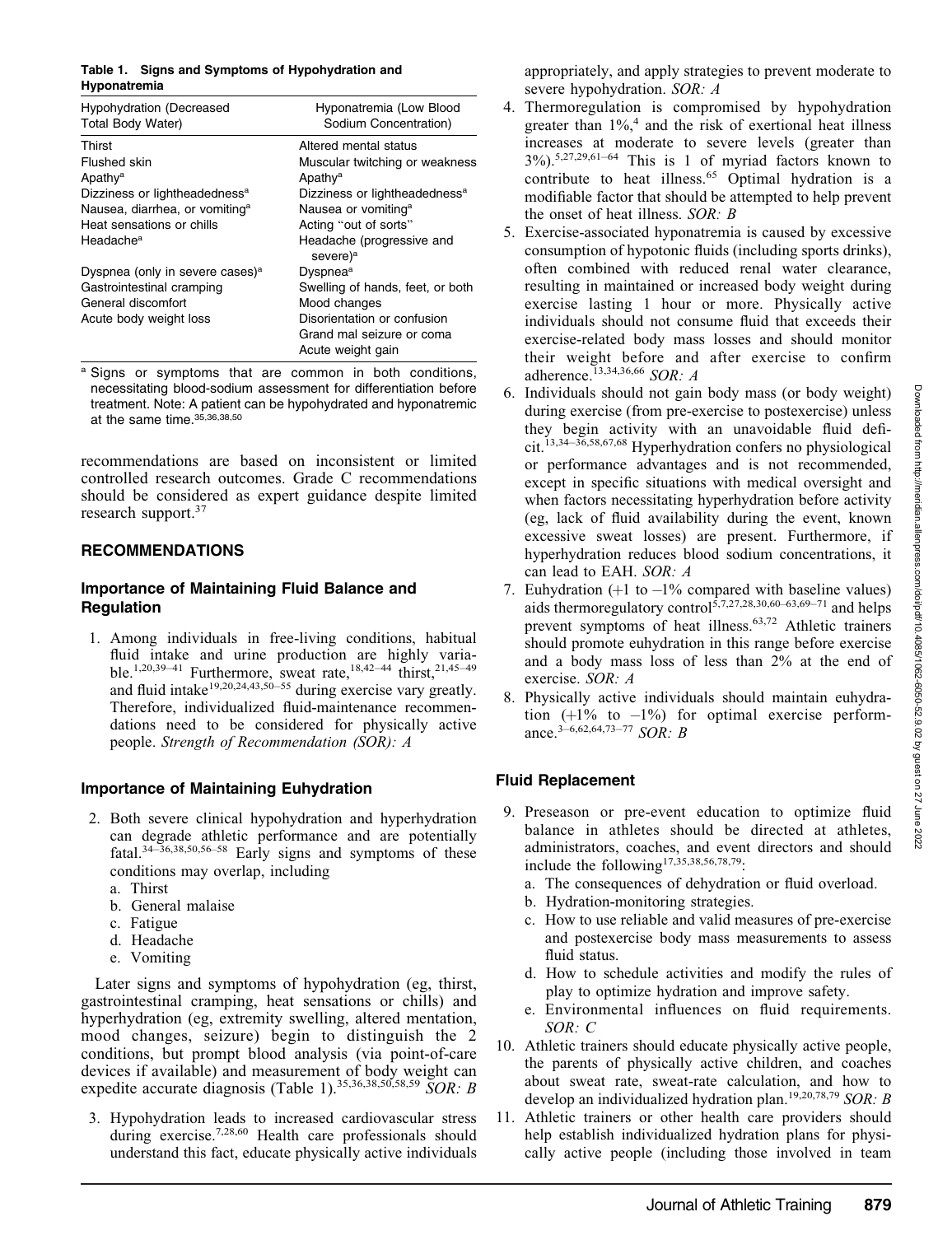**Table 1. Signs and Symptoms of Hypohydration and Hyponatremia**

| Hypohydration (Decreased Total Body Water) | Hyponatremia (Low Blood Sodium Concentration) |
|---|---|
| Thirst | Altered mental status |
| Flushed skin | Muscular twitching or weakness |
| Apathy[a] | Apathy[a] |
| Dizziness or lightheadedness[a] | Dizziness or lightheadedness[a] |
| Nausea, diarrhea, or vomiting[a] | Nausea or vomiting[a] |
| Heat sensations or chills | Acting "out of sorts" |
| Headache[a] | Headache (progressive and severe)[a] |
| Dyspnea (only in severe cases)[a] | Dyspnea[a] |
| Gastrointestinal cramping | Swelling of hands, feet, or both |
| General discomfort | Mood changes |
| Acute body weight loss | Disorientation or confusion |
| | Grand mal seizure or coma |
| | Acute weight gain |

[a] Signs or symptoms that are common in both conditions, necessitating blood-sodium assessment for differentiation before treatment. Note: A patient can be hypohydrated and hyponatremic at the same time.[35,36,38,50]

recommendations are based on inconsistent or limited controlled research outcomes. Grade C recommendations should be considered as expert guidance despite limited research support.[37]

## RECOMMENDATIONS

### Importance of Maintaining Fluid Balance and Regulation

1. Among individuals in free-living conditions, habitual fluid intake and urine production are highly variable.[1,20,39–41] Furthermore, sweat rate,[18,42–44] thirst,[21,45–49] and fluid intake[19,20,24,43,50–55] during exercise vary greatly. Therefore, individualized fluid-maintenance recommendations need to be considered for physically active people. *Strength of Recommendation (SOR): A*

### Importance of Maintaining Euhydration

2. Both severe clinical hypohydration and hyperhydration can degrade athletic performance and are potentially fatal.[34–36,38,50,56–58] Early signs and symptoms of these conditions may overlap, including
   a. Thirst
   b. General malaise
   c. Fatigue
   d. Headache
   e. Vomiting

   Later signs and symptoms of hypohydration (eg, thirst, gastrointestinal cramping, heat sensations or chills) and hyperhydration (eg, extremity swelling, altered mentation, mood changes, seizure) begin to distinguish the 2 conditions, but prompt blood analysis (via point-of-care devices if available) and measurement of body weight can expedite accurate diagnosis (Table 1).[35,36,38,50,58,59] *SOR: B*

3. Hypohydration leads to increased cardiovascular stress during exercise.[7,28,60] Health care professionals should understand this fact, educate physically active individuals appropriately, and apply strategies to prevent moderate to severe hypohydration. *SOR: A*
4. Thermoregulation is compromised by hypohydration greater than 1%,[4] and the risk of exertional heat illness increases at moderate to severe levels (greater than 3%).[5,27,29,61–64] This is 1 of myriad factors known to contribute to heat illness.[65] Optimal hydration is a modifiable factor that should be attempted to help prevent the onset of heat illness. *SOR: B*
5. Exercise-associated hyponatremia is caused by excessive consumption of hypotonic fluids (including sports drinks), often combined with reduced renal water clearance, resulting in maintained or increased body weight during exercise lasting 1 hour or more. Physically active individuals should not consume fluid that exceeds their exercise-related body mass losses and should monitor their weight before and after exercise to confirm adherence.[13,34,36,66] *SOR: A*
6. Individuals should not gain body mass (or body weight) during exercise (from pre-exercise to postexercise) unless they begin activity with an unavoidable fluid deficit.[13,34–36,58,67,68] Hyperhydration confers no physiological or performance advantages and is not recommended, except in specific situations with medical oversight and when factors necessitating hyperhydration before activity (eg, lack of fluid availability during the event, known excessive sweat losses) are present. Furthermore, if hyperhydration reduces blood sodium concentrations, it can lead to EAH. *SOR: A*
7. Euhydration (+1 to –1% compared with baseline values) aids thermoregulatory control[5,7,27,28,30,60–63,69–71] and helps prevent symptoms of heat illness.[63,72] Athletic trainers should promote euhydration in this range before exercise and a body mass loss of less than 2% at the end of exercise. *SOR: A*
8. Physically active individuals should maintain euhydration (+1% to –1%) for optimal exercise performance.[3–6,62,64,73–77] *SOR: B*

### Fluid Replacement

9. Preseason or pre-event education to optimize fluid balance in athletes should be directed at athletes, administrators, coaches, and event directors and should include the following[17,35,38,56,78,79]:
   a. The consequences of dehydration or fluid overload.
   b. Hydration-monitoring strategies.
   c. How to use reliable and valid measures of pre-exercise and postexercise body mass measurements to assess fluid status.
   d. How to schedule activities and modify the rules of play to optimize hydration and improve safety.
   e. Environmental influences on fluid requirements. *SOR: C*
10. Athletic trainers should educate physically active people, the parents of physically active children, and coaches about sweat rate, sweat-rate calculation, and how to develop an individualized hydration plan.[19,20,78,79] *SOR: B*
11. Athletic trainers or other health care providers should help establish individualized hydration plans for physically active people (including those involved in team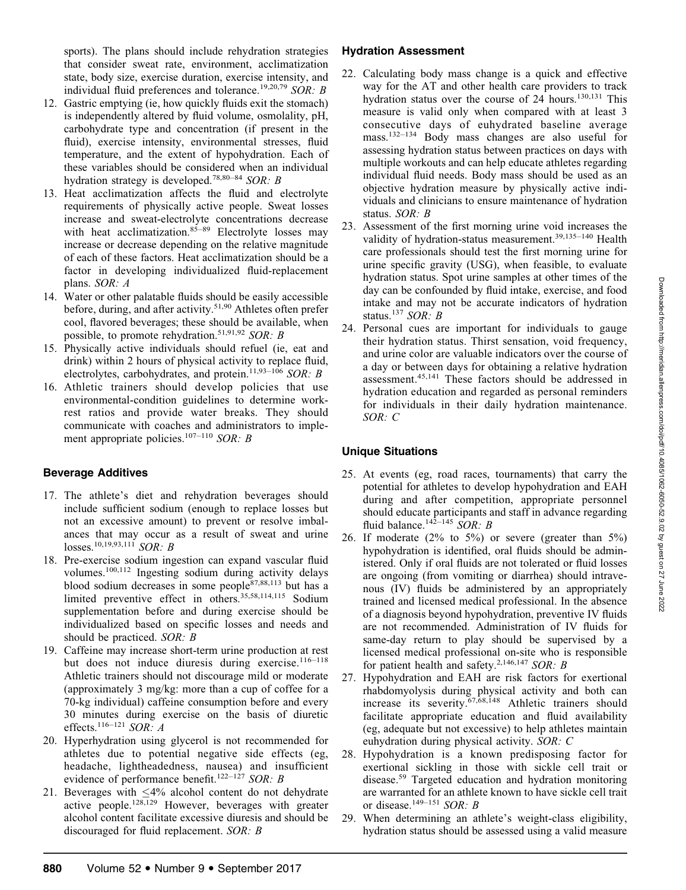sports). The plans should include rehydration strategies that consider sweat rate, environment, acclimatization state, body size, exercise duration, exercise intensity, and individual fluid preferences and tolerance.[19,20,79] *SOR: B*

12. Gastric emptying (ie, how quickly fluids exit the stomach) is independently altered by fluid volume, osmolality, pH, carbohydrate type and concentration (if present in the fluid), exercise intensity, environmental stresses, fluid temperature, and the extent of hypohydration. Each of these variables should be considered when an individual hydration strategy is developed.[78,80–84] *SOR: B*
13. Heat acclimatization affects the fluid and electrolyte requirements of physically active people. Sweat losses increase and sweat-electrolyte concentrations decrease with heat acclimatization.[85–89] Electrolyte losses may increase or decrease depending on the relative magnitude of each of these factors. Heat acclimatization should be a factor in developing individualized fluid-replacement plans. *SOR: A*
14. Water or other palatable fluids should be easily accessible before, during, and after activity.[51,90] Athletes often prefer cool, flavored beverages; these should be available, when possible, to promote rehydration.[51,91,92] *SOR: B*
15. Physically active individuals should refuel (ie, eat and drink) within 2 hours of physical activity to replace fluid, electrolytes, carbohydrates, and protein.[11,93–106] *SOR: B*
16. Athletic trainers should develop policies that use environmental-condition guidelines to determine work-rest ratios and provide water breaks. They should communicate with coaches and administrators to implement appropriate policies.[107–110] *SOR: B*

### Beverage Additives

17. The athlete's diet and rehydration beverages should include sufficient sodium (enough to replace losses but not an excessive amount) to prevent or resolve imbalances that may occur as a result of sweat and urine losses.[10,19,93,111] *SOR: B*
18. Pre-exercise sodium ingestion can expand vascular fluid volumes.[100,112] Ingesting sodium during activity delays blood sodium decreases in some people[87,88,113] but has a limited preventive effect in others.[35,58,114,115] Sodium supplementation before and during exercise should be individualized based on specific losses and needs and should be practiced. *SOR: B*
19. Caffeine may increase short-term urine production at rest but does not induce diuresis during exercise.[116–118] Athletic trainers should not discourage mild or moderate (approximately 3 mg/kg: more than a cup of coffee for a 70-kg individual) caffeine consumption before and every 30 minutes during exercise on the basis of diuretic effects.[116–121] *SOR: A*
20. Hyperhydration using glycerol is not recommended for athletes due to potential negative side effects (eg, headache, lightheadedness, nausea) and insufficient evidence of performance benefit.[122–127] *SOR: B*
21. Beverages with $\leq$4% alcohol content do not dehydrate active people.[128,129] However, beverages with greater alcohol content facilitate excessive diuresis and should be discouraged for fluid replacement. *SOR: B*

### Hydration Assessment

22. Calculating body mass change is a quick and effective way for the AT and other health care providers to track hydration status over the course of 24 hours.[130,131] This measure is valid only when compared with at least 3 consecutive days of euhydrated baseline average mass.[132–134] Body mass changes are also useful for assessing hydration status between practices on days with multiple workouts and can help educate athletes regarding individual fluid needs. Body mass should be used as an objective hydration measure by physically active individuals and clinicians to ensure maintenance of hydration status. *SOR: B*
23. Assessment of the first morning urine void increases the validity of hydration-status measurement.[39,135–140] Health care professionals should test the first morning urine for urine specific gravity (USG), when feasible, to evaluate hydration status. Spot urine samples at other times of the day can be confounded by fluid intake, exercise, and food intake and may not be accurate indicators of hydration status.[137] *SOR: B*
24. Personal cues are important for individuals to gauge their hydration status. Thirst sensation, void frequency, and urine color are valuable indicators over the course of a day or between days for obtaining a relative hydration assessment.[45,141] These factors should be addressed in hydration education and regarded as personal reminders for individuals in their daily hydration maintenance. *SOR: C*

### Unique Situations

25. At events (eg, road races, tournaments) that carry the potential for athletes to develop hypohydration and EAH during and after competition, appropriate personnel should educate participants and staff in advance regarding fluid balance.[142–145] *SOR: B*
26. If moderate (2% to 5%) or severe (greater than 5%) hypohydration is identified, oral fluids should be administered. Only if oral fluids are not tolerated or fluid losses are ongoing (from vomiting or diarrhea) should intravenous (IV) fluids be administered by an appropriately trained and licensed medical professional. In the absence of a diagnosis beyond hypohydration, preventive IV fluids are not recommended. Administration of IV fluids for same-day return to play should be supervised by a licensed medical professional on-site who is responsible for patient health and safety.[2,146,147] *SOR: B*
27. Hypohydration and EAH are risk factors for exertional rhabdomyolysis during physical activity and both can increase its severity.[67,68,148] Athletic trainers should facilitate appropriate education and fluid availability (eg, adequate but not excessive) to help athletes maintain euhydration during physical activity. *SOR: C*
28. Hypohydration is a known predisposing factor for exertional sickling in those with sickle cell trait or disease.[59] Targeted education and hydration monitoring are warranted for an athlete known to have sickle cell trait or disease.[149–151] *SOR: B*
29. When determining an athlete's weight-class eligibility, hydration status should be assessed using a valid measure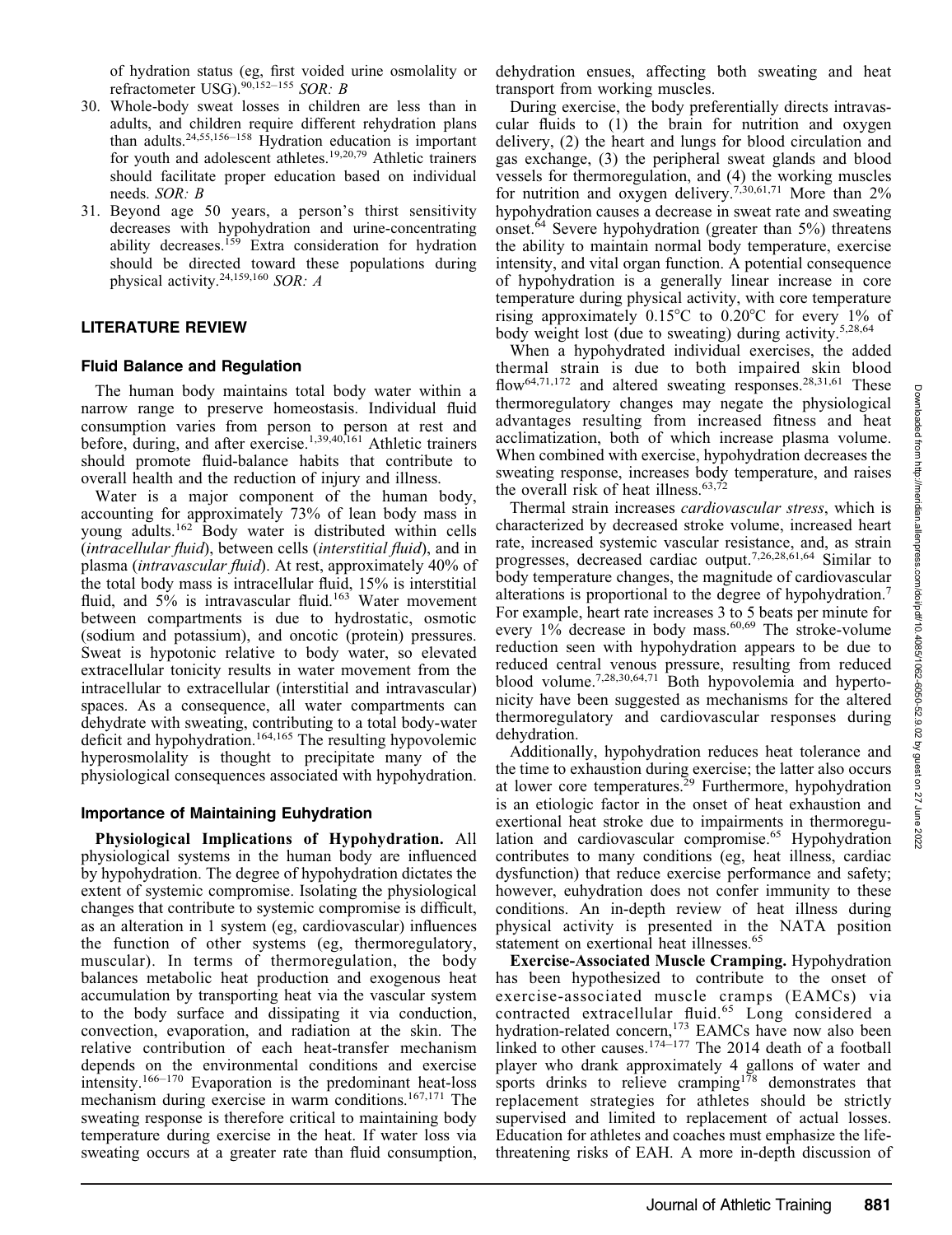of hydration status (eg, first voided urine osmolality or refractometer USG).[90,152–155] *SOR: B*

30. Whole-body sweat losses in children are less than in adults, and children require different rehydration plans than adults.[24,55,156–158] Hydration education is important for youth and adolescent athletes.[19,20,79] Athletic trainers should facilitate proper education based on individual needs. *SOR: B*
31. Beyond age 50 years, a person's thirst sensitivity decreases with hypohydration and urine-concentrating ability decreases.[159] Extra consideration for hydration should be directed toward these populations during physical activity.[24,159,160] *SOR: A*

## LITERATURE REVIEW

### Fluid Balance and Regulation

The human body maintains total body water within a narrow range to preserve homeostasis. Individual fluid consumption varies from person to person at rest and before, during, and after exercise.[1,39,40,161] Athletic trainers should promote fluid-balance habits that contribute to overall health and the reduction of injury and illness.

Water is a major component of the human body, accounting for approximately 73% of lean body mass in young adults.[162] Body water is distributed within cells (*intracellular fluid*), between cells (*interstitial fluid*), and in plasma (*intravascular fluid*). At rest, approximately 40% of the total body mass is intracellular fluid, 15% is interstitial fluid, and 5% is intravascular fluid.[163] Water movement between compartments is due to hydrostatic, osmotic (sodium and potassium), and oncotic (protein) pressures. Sweat is hypotonic relative to body water, so elevated extracellular tonicity results in water movement from the intracellular to extracellular (interstitial and intravascular) spaces. As a consequence, all water compartments can dehydrate with sweating, contributing to a total body-water deficit and hypohydration.[164,165] The resulting hypovolemic hyperosmolality is thought to precipitate many of the physiological consequences associated with hypohydration.

### Importance of Maintaining Euhydration

**Physiological Implications of Hypohydration.** All physiological systems in the human body are influenced by hypohydration. The degree of hypohydration dictates the extent of systemic compromise. Isolating the physiological changes that contribute to systemic compromise is difficult, as an alteration in 1 system (eg, cardiovascular) influences the function of other systems (eg, thermoregulatory, muscular). In terms of thermoregulation, the body balances metabolic heat production and exogenous heat accumulation by transporting heat via the vascular system to the body surface and dissipating it via conduction, convection, evaporation, and radiation at the skin. The relative contribution of each heat-transfer mechanism depends on the environmental conditions and exercise intensity.[166–170] Evaporation is the predominant heat-loss mechanism during exercise in warm conditions.[167,171] The sweating response is therefore critical to maintaining body temperature during exercise in the heat. If water loss via sweating occurs at a greater rate than fluid consumption, dehydration ensues, affecting both sweating and heat transport from working muscles.

During exercise, the body preferentially directs intravascular fluids to (1) the brain for nutrition and oxygen delivery, (2) the heart and lungs for blood circulation and gas exchange, (3) the peripheral sweat glands and blood vessels for thermoregulation, and (4) the working muscles for nutrition and oxygen delivery.[7,30,61,71] More than 2% hypohydration causes a decrease in sweat rate and sweating onset.[64] Severe hypohydration (greater than 5%) threatens the ability to maintain normal body temperature, exercise intensity, and vital organ function. A potential consequence of hypohydration is a generally linear increase in core temperature during physical activity, with core temperature rising approximately 0.15°C to 0.20°C for every 1% of body weight lost (due to sweating) during activity.[5,28,64]

When a hypohydrated individual exercises, the added thermal strain is due to both impaired skin blood flow[64,71,172] and altered sweating responses.[28,31,61] These thermoregulatory changes may negate the physiological advantages resulting from increased fitness and heat acclimatization, both of which increase plasma volume. When combined with exercise, hypohydration decreases the sweating response, increases body temperature, and raises the overall risk of heat illness.[63,72]

Thermal strain increases *cardiovascular stress*, which is characterized by decreased stroke volume, increased heart rate, increased systemic vascular resistance, and, as strain progresses, decreased cardiac output.[7,26,28,61,64] Similar to body temperature changes, the magnitude of cardiovascular alterations is proportional to the degree of hypohydration.[7] For example, heart rate increases 3 to 5 beats per minute for every 1% decrease in body mass.[60,69] The stroke-volume reduction seen with hypohydration appears to be due to reduced central venous pressure, resulting from reduced blood volume.[7,28,30,64,71] Both hypovolemia and hypertonicity have been suggested as mechanisms for the altered thermoregulatory and cardiovascular responses during dehydration.

Additionally, hypohydration reduces heat tolerance and the time to exhaustion during exercise; the latter also occurs at lower core temperatures.[29] Furthermore, hypohydration is an etiologic factor in the onset of heat exhaustion and exertional heat stroke due to impairments in thermoregulation and cardiovascular compromise.[65] Hypohydration contributes to many conditions (eg, heat illness, cardiac dysfunction) that reduce exercise performance and safety; however, euhydration does not confer immunity to these conditions. An in-depth review of heat illness during physical activity is presented in the NATA position statement on exertional heat illnesses.[65]

**Exercise-Associated Muscle Cramping.** Hypohydration has been hypothesized to contribute to the onset of exercise-associated muscle cramps (EAMCs) via contracted extracellular fluid.[65] Long considered a hydration-related concern,[173] EAMCs have now also been linked to other causes.[174–177] The 2014 death of a football player who drank approximately 4 gallons of water and sports drinks to relieve cramping[178] demonstrates that replacement strategies for athletes should be strictly supervised and limited to replacement of actual losses. Education for athletes and coaches must emphasize the life-threatening risks of EAH. A more in-depth discussion of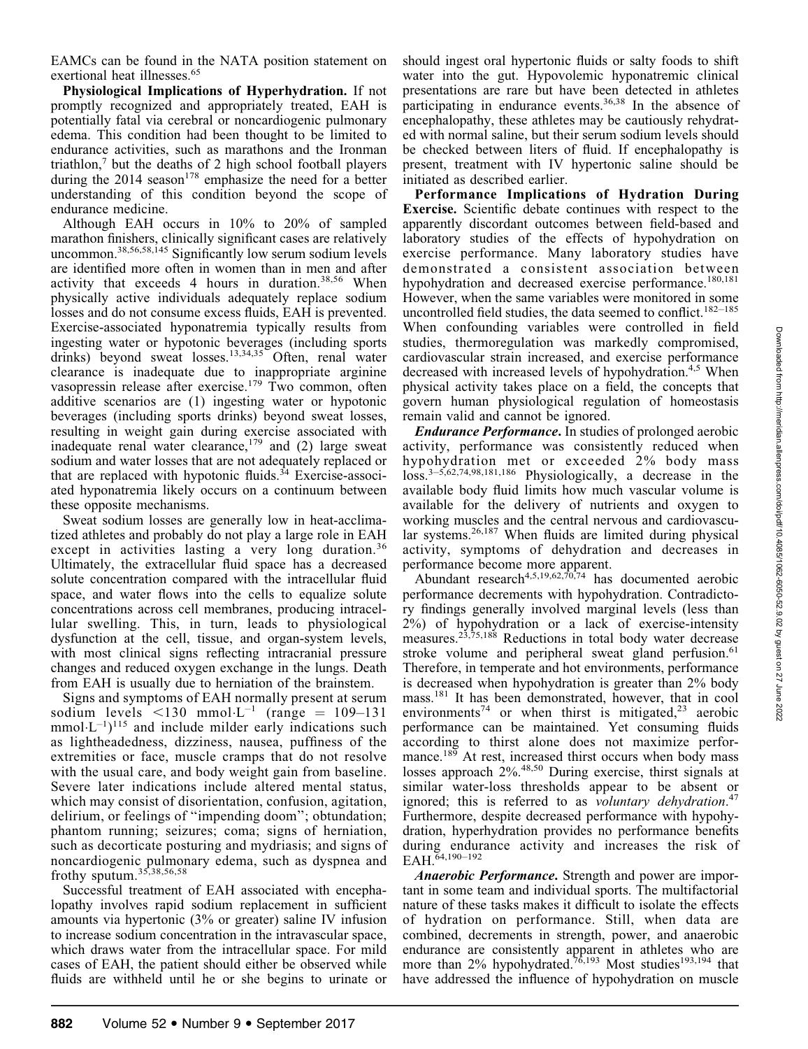EAMCs can be found in the NATA position statement on exertional heat illnesses.[65]

**Physiological Implications of Hyperhydration.** If not promptly recognized and appropriately treated, EAH is potentially fatal via cerebral or noncardiogenic pulmonary edema. This condition had been thought to be limited to endurance activities, such as marathons and the Ironman triathlon,[7] but the deaths of 2 high school football players during the 2014 season[178] emphasize the need for a better understanding of this condition beyond the scope of endurance medicine.

Although EAH occurs in 10% to 20% of sampled marathon finishers, clinically significant cases are relatively uncommon.[38,56,58,145] Significantly low serum sodium levels are identified more often in women than in men and after activity that exceeds 4 hours in duration.[38,56] When physically active individuals adequately replace sodium losses and do not consume excess fluids, EAH is prevented. Exercise-associated hyponatremia typically results from ingesting water or hypotonic beverages (including sports drinks) beyond sweat losses.[13,34,35] Often, renal water clearance is inadequate due to inappropriate arginine vasopressin release after exercise.[179] Two common, often additive scenarios are (1) ingesting water or hypotonic beverages (including sports drinks) beyond sweat losses, resulting in weight gain during exercise associated with inadequate renal water clearance,[179] and (2) large sweat sodium and water losses that are not adequately replaced or that are replaced with hypotonic fluids.[34] Exercise-associated hyponatremia likely occurs on a continuum between these opposite mechanisms.

Sweat sodium losses are generally low in heat-acclimatized athletes and probably do not play a large role in EAH except in activities lasting a very long duration.[36] Ultimately, the extracellular fluid space has a decreased solute concentration compared with the intracellular fluid space, and water flows into the cells to equalize solute concentrations across cell membranes, producing intracellular swelling. This, in turn, leads to physiological dysfunction at the cell, tissue, and organ-system levels, with most clinical signs reflecting intracranial pressure changes and reduced oxygen exchange in the lungs. Death from EAH is usually due to herniation of the brainstem.

Signs and symptoms of EAH normally present at serum sodium levels $<130$ mmol·L$^{-1}$ (range = 109–131 mmol·L$^{-1}$)[115] and include milder early indications such as lightheadedness, dizziness, nausea, puffiness of the extremities or face, muscle cramps that do not resolve with the usual care, and body weight gain from baseline. Severe later indications include altered mental status, which may consist of disorientation, confusion, agitation, delirium, or feelings of "impending doom"; obtundation; phantom running; seizures; coma; signs of herniation, such as decorticate posturing and mydriasis; and signs of noncardiogenic pulmonary edema, such as dyspnea and frothy sputum.[35,38,56,58]

Successful treatment of EAH associated with encephalopathy involves rapid sodium replacement in sufficient amounts via hypertonic (3% or greater) saline IV infusion to increase sodium concentration in the intravascular space, which draws water from the intracellular space. For mild cases of EAH, the patient should either be observed while fluids are withheld until he or she begins to urinate or should ingest oral hypertonic fluids or salty foods to shift water into the gut. Hypovolemic hyponatremic clinical presentations are rare but have been detected in athletes participating in endurance events.[36,38] In the absence of encephalopathy, these athletes may be cautiously rehydrated with normal saline, but their serum sodium levels should be checked between liters of fluid. If encephalopathy is present, treatment with IV hypertonic saline should be initiated as described earlier.

**Performance Implications of Hydration During Exercise.** Scientific debate continues with respect to the apparently discordant outcomes between field-based and laboratory studies of the effects of hypohydration on exercise performance. Many laboratory studies have demonstrated a consistent association between hypohydration and decreased exercise performance.[180,181] However, when the same variables were monitored in some uncontrolled field studies, the data seemed to conflict.[182–185] When confounding variables were controlled in field studies, thermoregulation was markedly compromised, cardiovascular strain increased, and exercise performance decreased with increased levels of hypohydration.[4,5] When physical activity takes place on a field, the concepts that govern human physiological regulation of homeostasis remain valid and cannot be ignored.

***Endurance Performance.*** In studies of prolonged aerobic activity, performance was consistently reduced when hypohydration met or exceeded 2% body mass loss.[3–5,62,74,98,181,186] Physiologically, a decrease in the available body fluid limits how much vascular volume is available for the delivery of nutrients and oxygen to working muscles and the central nervous and cardiovascular systems.[26,187] When fluids are limited during physical activity, symptoms of dehydration and decreases in performance become more apparent.

Abundant research[4,5,19,62,70,74] has documented aerobic performance decrements with hypohydration. Contradictory findings generally involved marginal levels (less than 2%) of hypohydration or a lack of exercise-intensity measures.[23,75,188] Reductions in total body water decrease stroke volume and peripheral sweat gland perfusion.[61] Therefore, in temperate and hot environments, performance is decreased when hypohydration is greater than 2% body mass.[181] It has been demonstrated, however, that in cool environments[74] or when thirst is mitigated,[23] aerobic performance can be maintained. Yet consuming fluids according to thirst alone does not maximize performance.[189] At rest, increased thirst occurs when body mass losses approach 2%.[48,50] During exercise, thirst signals at similar water-loss thresholds appear to be absent or ignored; this is referred to as *voluntary dehydration*.[47] Furthermore, despite decreased performance with hypohydration, hyperhydration provides no performance benefits during endurance activity and increases the risk of EAH.[64,190–192]

***Anaerobic Performance.*** Strength and power are important in some team and individual sports. The multifactorial nature of these tasks makes it difficult to isolate the effects of hydration on performance. Still, when data are combined, decrements in strength, power, and anaerobic endurance are consistently apparent in athletes who are more than 2% hypohydrated.[76,193] Most studies[193,194] that have addressed the influence of hypohydration on muscle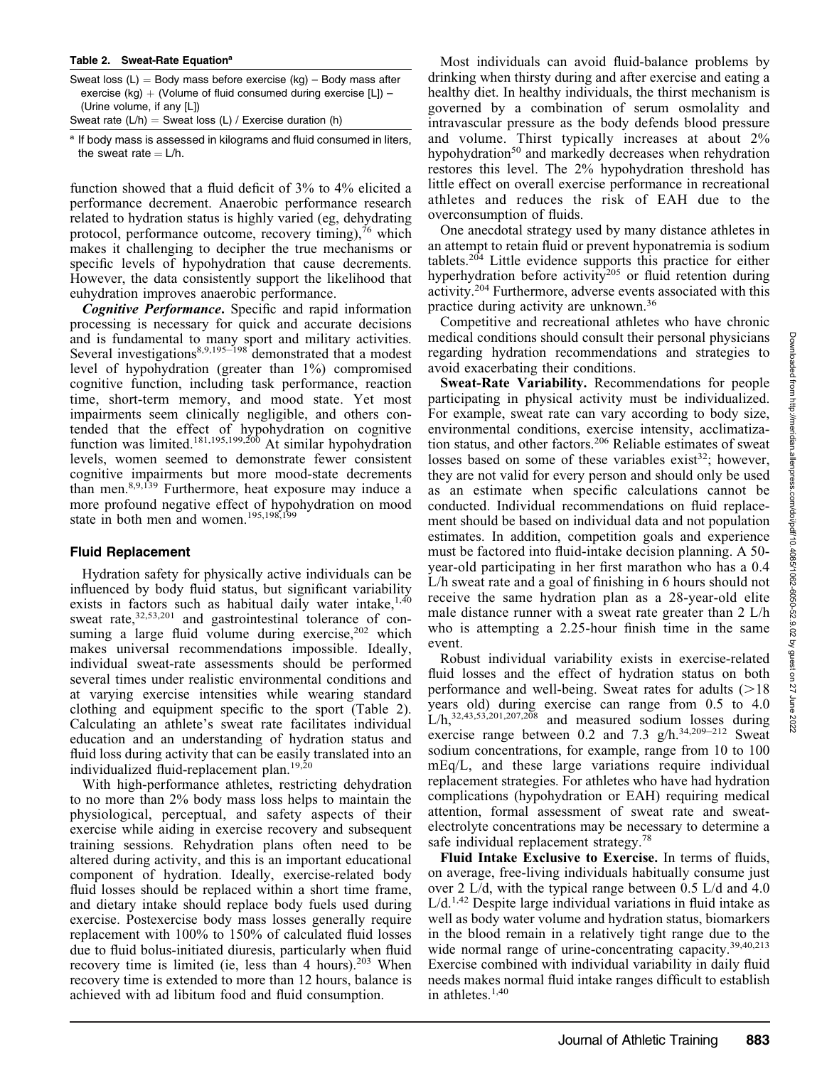**Table 2. Sweat-Rate Equation[a]**

| |
|---|
| Sweat loss (L) = Body mass before exercise (kg) – Body mass after exercise (kg) + (Volume of fluid consumed during exercise [L]) – (Urine volume, if any [L]) |
| Sweat rate (L/h) = Sweat loss (L) / Exercise duration (h) |

[a] If body mass is assessed in kilograms and fluid consumed in liters, the sweat rate = L/h.

function showed that a fluid deficit of 3% to 4% elicited a performance decrement. Anaerobic performance research related to hydration status is highly varied (eg, dehydrating protocol, performance outcome, recovery timing),[76] which makes it challenging to decipher the true mechanisms or specific levels of hypohydration that cause decrements. However, the data consistently support the likelihood that euhydration improves anaerobic performance.

***Cognitive Performance*.** Specific and rapid information processing is necessary for quick and accurate decisions and is fundamental to many sport and military activities. Several investigations[8,9,195–198] demonstrated that a modest level of hypohydration (greater than 1%) compromised cognitive function, including task performance, reaction time, short-term memory, and mood state. Yet most impairments seem clinically negligible, and others contended that the effect of hypohydration on cognitive function was limited.[181,195,199,200] At similar hypohydration levels, women seemed to demonstrate fewer consistent cognitive impairments but more mood-state decrements than men.[8,9,139] Furthermore, heat exposure may induce a more profound negative effect of hypohydration on mood state in both men and women.[195,198,199]

## Fluid Replacement

Hydration safety for physically active individuals can be influenced by body fluid status, but significant variability exists in factors such as habitual daily water intake,[1,40] sweat rate,[32,53,201] and gastrointestinal tolerance of consuming a large fluid volume during exercise,[202] which makes universal recommendations impossible. Ideally, individual sweat-rate assessments should be performed several times under realistic environmental conditions and at varying exercise intensities while wearing standard clothing and equipment specific to the sport (Table 2). Calculating an athlete's sweat rate facilitates individual education and an understanding of hydration status and fluid loss during activity that can be easily translated into an individualized fluid-replacement plan.[19,20]

With high-performance athletes, restricting dehydration to no more than 2% body mass loss helps to maintain the physiological, perceptual, and safety aspects of their exercise while aiding in exercise recovery and subsequent training sessions. Rehydration plans often need to be altered during activity, and this is an important educational component of hydration. Ideally, exercise-related body fluid losses should be replaced within a short time frame, and dietary intake should replace body fuels used during exercise. Postexercise body mass losses generally require replacement with 100% to 150% of calculated fluid losses due to fluid bolus-initiated diuresis, particularly when fluid recovery time is limited (ie, less than 4 hours).[203] When recovery time is extended to more than 12 hours, balance is achieved with ad libitum food and fluid consumption.

Most individuals can avoid fluid-balance problems by drinking when thirsty during and after exercise and eating a healthy diet. In healthy individuals, the thirst mechanism is governed by a combination of serum osmolality and intravascular pressure as the body defends blood pressure and volume. Thirst typically increases at about 2% hypohydration[50] and markedly decreases when rehydration restores this level. The 2% hypohydration threshold has little effect on overall exercise performance in recreational athletes and reduces the risk of EAH due to the overconsumption of fluids.

One anecdotal strategy used by many distance athletes in an attempt to retain fluid or prevent hyponatremia is sodium tablets.[204] Little evidence supports this practice for either hyperhydration before activity[205] or fluid retention during activity.[204] Furthermore, adverse events associated with this practice during activity are unknown.[36]

Competitive and recreational athletes who have chronic medical conditions should consult their personal physicians regarding hydration recommendations and strategies to avoid exacerbating their conditions.

**Sweat-Rate Variability.** Recommendations for people participating in physical activity must be individualized. For example, sweat rate can vary according to body size, environmental conditions, exercise intensity, acclimatization status, and other factors.[206] Reliable estimates of sweat losses based on some of these variables exist[32]; however, they are not valid for every person and should only be used as an estimate when specific calculations cannot be conducted. Individual recommendations on fluid replacement should be based on individual data and not population estimates. In addition, competition goals and experience must be factored into fluid-intake decision planning. A 50-year-old participating in her first marathon who has a 0.4 L/h sweat rate and a goal of finishing in 6 hours should not receive the same hydration plan as a 28-year-old elite male distance runner with a sweat rate greater than 2 L/h who is attempting a 2.25-hour finish time in the same event.

Robust individual variability exists in exercise-related fluid losses and the effect of hydration status on both performance and well-being. Sweat rates for adults (>18 years old) during exercise can range from 0.5 to 4.0 L/h,[32,43,53,201,207,208] and measured sodium losses during exercise range between 0.2 and 7.3 g/h.[34,209–212] Sweat sodium concentrations, for example, range from 10 to 100 mEq/L, and these large variations require individual replacement strategies. For athletes who have had hydration complications (hypohydration or EAH) requiring medical attention, formal assessment of sweat rate and sweat-electrolyte concentrations may be necessary to determine a safe individual replacement strategy.[78]

**Fluid Intake Exclusive to Exercise.** In terms of fluids, on average, free-living individuals habitually consume just over 2 L/d, with the typical range between 0.5 L/d and 4.0 L/d.[1,42] Despite large individual variations in fluid intake as well as body water volume and hydration status, biomarkers in the blood remain in a relatively tight range due to the wide normal range of urine-concentrating capacity.[39,40,213] Exercise combined with individual variability in daily fluid needs makes normal fluid intake ranges difficult to establish in athletes.[1,40]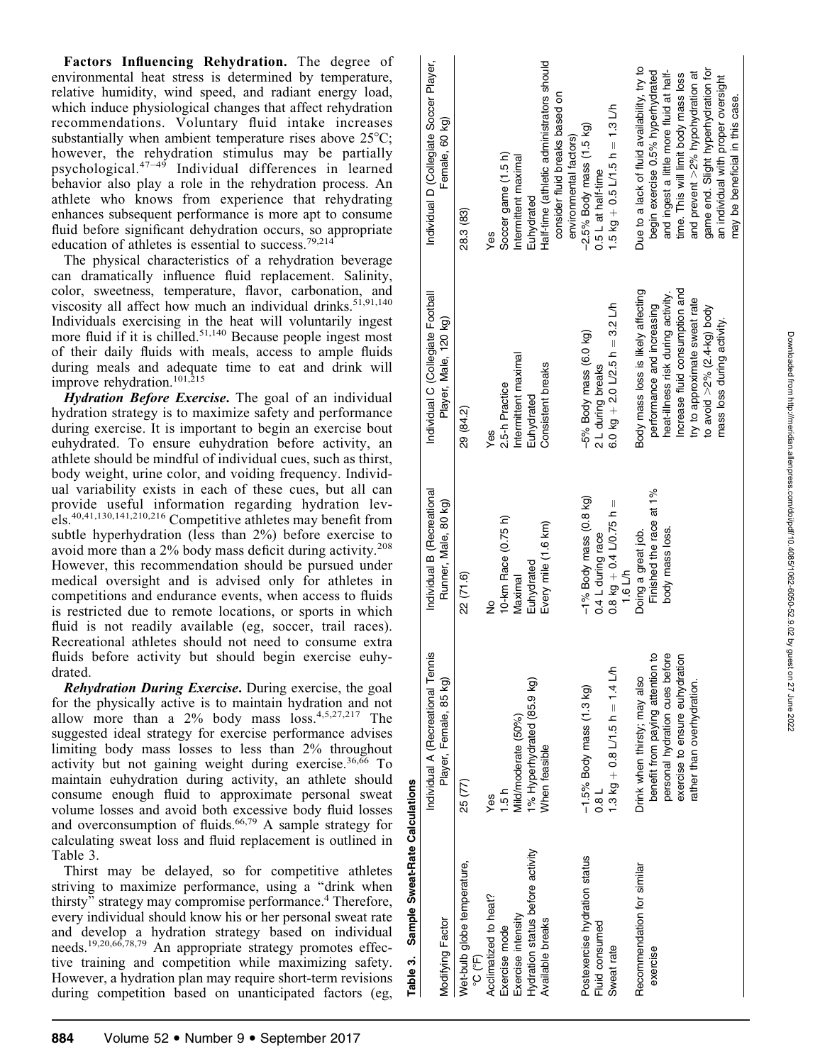**Factors Influencing Rehydration.** The degree of environmental heat stress is determined by temperature, relative humidity, wind speed, and radiant energy load, which induce physiological changes that affect rehydration recommendations. Voluntary fluid intake increases substantially when ambient temperature rises above 25°C; however, the rehydration stimulus may be partially psychological.[47–49] Individual differences in learned behavior also play a role in the rehydration process. An athlete who knows from experience that rehydrating enhances subsequent performance is more apt to consume fluid before significant dehydration occurs, so appropriate education of athletes is essential to success.[79,214]

The physical characteristics of a rehydration beverage can dramatically influence fluid replacement. Salinity, color, sweetness, temperature, flavor, carbonation, and viscosity all affect how much an individual drinks.[51,91,140] Individuals exercising in the heat will voluntarily ingest more fluid if it is chilled.[51,140] Because people ingest most of their daily fluids with meals, access to ample fluids during meals and adequate time to eat and drink will improve rehydration.[101,215]

***Hydration Before Exercise*.** The goal of an individual hydration strategy is to maximize safety and performance during exercise. It is important to begin an exercise bout euhydrated. To ensure euhydration before activity, an athlete should be mindful of individual cues, such as thirst, body weight, urine color, and voiding frequency. Individual variability exists in each of these cues, but all can provide useful information regarding hydration levels.[40,41,130,141,210,216] Competitive athletes may benefit from subtle hyperhydration (less than 2%) before exercise to avoid more than a 2% body mass deficit during activity.[208] However, this recommendation should be pursued under medical oversight and is advised only for athletes in competitions and endurance events, when access to fluids is restricted due to remote locations, or sports in which fluid is not readily available (eg, soccer, trail races). Recreational athletes should not need to consume extra fluids before activity but should begin exercise euhydrated.

***Rehydration During Exercise*.** During exercise, the goal for the physically active is to maintain hydration and not allow more than a 2% body mass loss.[4,5,27,217] The suggested ideal strategy for exercise performance advises limiting body mass losses to less than 2% throughout activity but not gaining weight during exercise.[36,66] To maintain euhydration during activity, an athlete should consume enough fluid to approximate personal sweat volume losses and avoid both excessive body fluid losses and overconsumption of fluids.[66,79] A sample strategy for calculating sweat loss and fluid replacement is outlined in Table 3.

Thirst may be delayed, so for competitive athletes striving to maximize performance, using a "drink when thirsty" strategy may compromise performance.[4] Therefore, every individual should know his or her personal sweat rate and develop a hydration strategy based on individual needs.[19,20,66,78,79] An appropriate strategy promotes effective training and competition while maximizing safety. However, a hydration plan may require short-term revisions during competition based on unanticipated factors (eg,

**Table 3. Sample Sweat-Rate Calculations**

| Modifying Factor | Individual A (Recreational Tennis Player, Female, 85 kg) | Individual B (Recreational Runner, Male, 80 kg) | Individual C (Collegiate Football Player, Male, 120 kg) | Individual D (Collegiate Soccer Player, Female, 60 kg) |
|---|---|---|---|---|
| Wet-bulb globe temperature, °C (°F) | 25 (77) | 22 (71.6) | 29 (84.2) | 28.3 (83) |
| Acclimatized to heat? | Yes | No | Yes | Yes |
| Exercise mode | 1.5 h | 10-km Race (0.75 h) | 2.5-h Practice | Soccer game (1.5 h) |
| Exercise intensity | Mild/moderate (50%) | Maximal | Intermittent maximal | Intermittent maximal |
| Hydration status before activity | 1% Hyperhydrated (85.9 kg) | Euhydrated | Euhydrated | Euhydrated |
| Available breaks | When feasible | Every mile (1.6 km) | Consistent breaks | Half-time (athletic administrators should consider fluid breaks based on environmental factors) |
| Postexercise hydration status | −1.5% Body mass (1.3 kg) | −1% Body mass (0.8 kg) | −5% Body mass (6.0 kg) | −2.5% Body mass (1.5 kg) |
| Fluid consumed | 0.8 L | 0.4 L during race | 2 L during breaks | 0.5 L at half-time |
| Sweat rate | 1.3 kg + 0.8 L/1.5 h = 1.4 L/h | 0.8 kg + 0.4 L/0.75 h = 1.6 L/h | 6.0 kg + 2.0 L/2.5 h = 3.2 L/h | 1.5 kg + 0.5 L/1.5 h = 1.3 L/h |
| Recommendation for similar exercise | Drink when thirsty; may also benefit from paying attention to personal hydration cues before exercise to ensure euhydration rather than overhydration. | Doing a great job. Finished the race at 1% body mass loss. | Body mass loss is likely affecting performance and increasing heat-illness risk during activity. Increase fluid consumption and try to approximate sweat rate to avoid >2% (2.4-kg) body mass loss during activity. | Due to a lack of fluid availability, try to begin exercise 0.5% hyperhydrated and ingest a little more fluid at half-time. This will limit body mass loss and prevent >2% hypohydration at game end. Slight hyperhydration for an individual with proper oversight may be beneficial in this case. |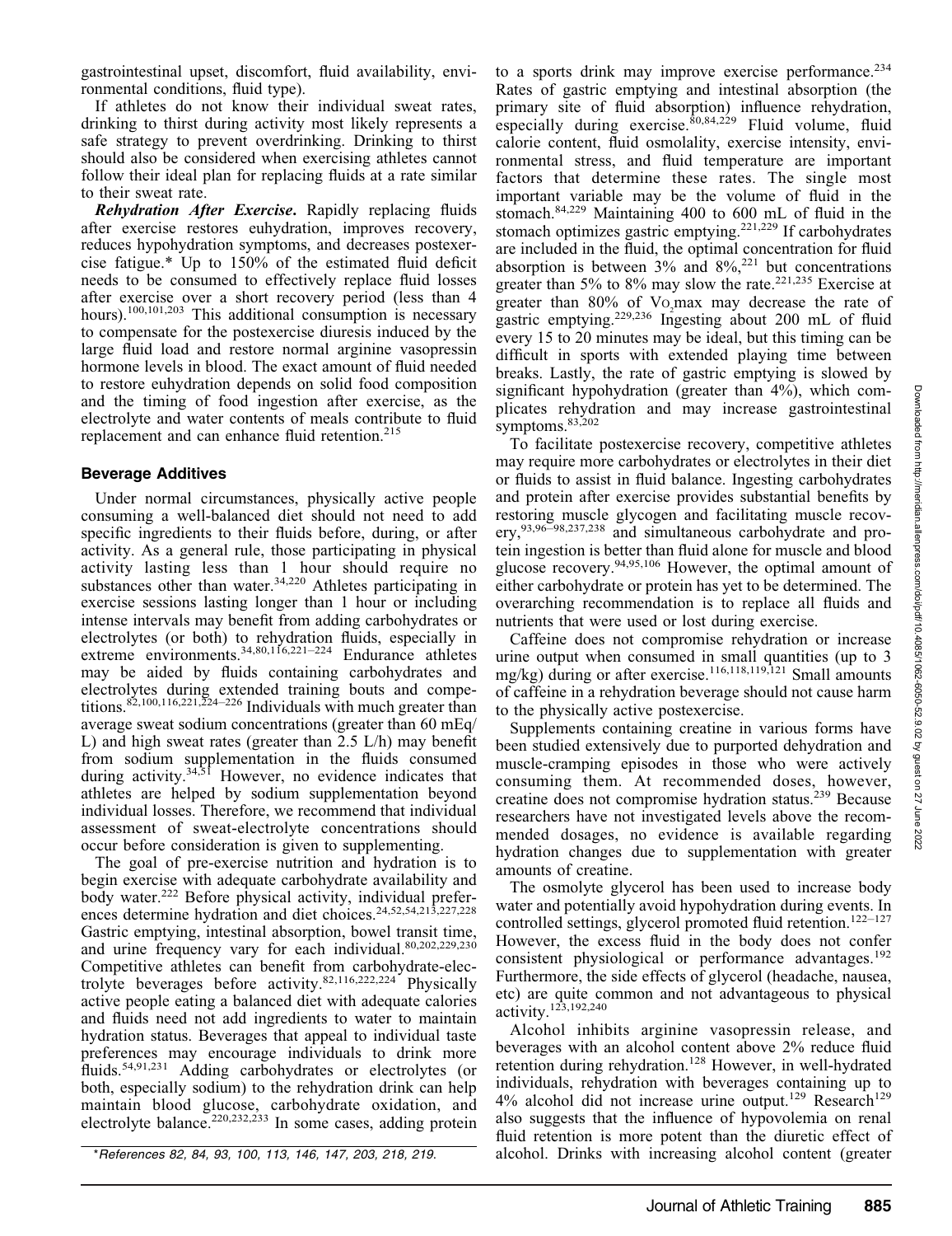gastrointestinal upset, discomfort, fluid availability, environmental conditions, fluid type).

If athletes do not know their individual sweat rates, drinking to thirst during activity most likely represents a safe strategy to prevent overdrinking. Drinking to thirst should also be considered when exercising athletes cannot follow their ideal plan for replacing fluids at a rate similar to their sweat rate.

***Rehydration After Exercise***. Rapidly replacing fluids after exercise restores euhydration, improves recovery, reduces hypohydration symptoms, and decreases postexercise fatigue.* Up to 150% of the estimated fluid deficit needs to be consumed to effectively replace fluid losses after exercise over a short recovery period (less than 4 hours).[100,101,203] This additional consumption is necessary to compensate for the postexercise diuresis induced by the large fluid load and restore normal arginine vasopressin hormone levels in blood. The exact amount of fluid needed to restore euhydration depends on solid food composition and the timing of food ingestion after exercise, as the electrolyte and water contents of meals contribute to fluid replacement and can enhance fluid retention.[215]

## Beverage Additives

Under normal circumstances, physically active people consuming a well-balanced diet should not need to add specific ingredients to their fluids before, during, or after activity. As a general rule, those participating in physical activity lasting less than 1 hour should require no substances other than water.[34,220] Athletes participating in exercise sessions lasting longer than 1 hour or including intense intervals may benefit from adding carbohydrates or electrolytes (or both) to rehydration fluids, especially in extreme environments.[34,80,116,221–224] Endurance athletes may be aided by fluids containing carbohydrates and electrolytes during extended training bouts and competitions.[82,100,116,221,224–226] Individuals with much greater than average sweat sodium concentrations (greater than 60 mEq/L) and high sweat rates (greater than 2.5 L/h) may benefit from sodium supplementation in the fluids consumed during activity.[34,51] However, no evidence indicates that athletes are helped by sodium supplementation beyond individual losses. Therefore, we recommend that individual assessment of sweat-electrolyte concentrations should occur before consideration is given to supplementing.

The goal of pre-exercise nutrition and hydration is to begin exercise with adequate carbohydrate availability and body water.[222] Before physical activity, individual preferences determine hydration and diet choices.[24,52,54,213,227,228] Gastric emptying, intestinal absorption, bowel transit time, and urine frequency vary for each individual.[80,202,229,230] Competitive athletes can benefit from carbohydrate-electrolyte beverages before activity.[82,116,222,224] Physically active people eating a balanced diet with adequate calories and fluids need not add ingredients to water to maintain hydration status. Beverages that appeal to individual taste preferences may encourage individuals to drink more fluids.[54,91,231] Adding carbohydrates or electrolytes (or both, especially sodium) to the rehydration drink can help maintain blood glucose, carbohydrate oxidation, and electrolyte balance.[220,232,233] In some cases, adding protein to a sports drink may improve exercise performance.[234] Rates of gastric emptying and intestinal absorption (the primary site of fluid absorption) influence rehydration, especially during exercise.[80,84,229] Fluid volume, fluid calorie content, fluid osmolality, exercise intensity, environmental stress, and fluid temperature are important factors that determine these rates. The single most important variable may be the volume of fluid in the stomach.[84,229] Maintaining 400 to 600 mL of fluid in the stomach optimizes gastric emptying.[221,229] If carbohydrates are included in the fluid, the optimal concentration for fluid absorption is between 3% and 8%,[221] but concentrations greater than 5% to 8% may slow the rate.[221,235] Exercise at greater than 80% of $\dot{V}O_2$max may decrease the rate of gastric emptying.[229,236] Ingesting about 200 mL of fluid every 15 to 20 minutes may be ideal, but this timing can be difficult in sports with extended playing time between breaks. Lastly, the rate of gastric emptying is slowed by significant hypohydration (greater than 4%), which complicates rehydration and may increase gastrointestinal symptoms.[83,202]

To facilitate postexercise recovery, competitive athletes may require more carbohydrates or electrolytes in their diet or fluids to assist in fluid balance. Ingesting carbohydrates and protein after exercise provides substantial benefits by restoring muscle glycogen and facilitating muscle recovery,[93,96–98,237,238] and simultaneous carbohydrate and protein ingestion is better than fluid alone for muscle and blood glucose recovery.[94,95,106] However, the optimal amount of either carbohydrate or protein has yet to be determined. The overarching recommendation is to replace all fluids and nutrients that were used or lost during exercise.

Caffeine does not compromise rehydration or increase urine output when consumed in small quantities (up to 3 mg/kg) during or after exercise.[116,118,119,121] Small amounts of caffeine in a rehydration beverage should not cause harm to the physically active postexercise.

Supplements containing creatine in various forms have been studied extensively due to purported dehydration and muscle-cramping episodes in those who were actively consuming them. At recommended doses, however, creatine does not compromise hydration status.[239] Because researchers have not investigated levels above the recommended dosages, no evidence is available regarding hydration changes due to supplementation with greater amounts of creatine.

The osmolyte glycerol has been used to increase body water and potentially avoid hypohydration during events. In controlled settings, glycerol promoted fluid retention.[122–127] However, the excess fluid in the body does not confer consistent physiological or performance advantages.[192] Furthermore, the side effects of glycerol (headache, nausea, etc) are quite common and not advantageous to physical activity.[123,192,240]

Alcohol inhibits arginine vasopressin release, and beverages with an alcohol content above 2% reduce fluid retention during rehydration.[128] However, in well-hydrated individuals, rehydration with beverages containing up to 4% alcohol did not increase urine output.[129] Research[129] also suggests that the influence of hypovolemia on renal fluid retention is more potent than the diuretic effect of alcohol. Drinks with increasing alcohol content (greater

*References 82, 84, 93, 100, 113, 146, 147, 203, 218, 219.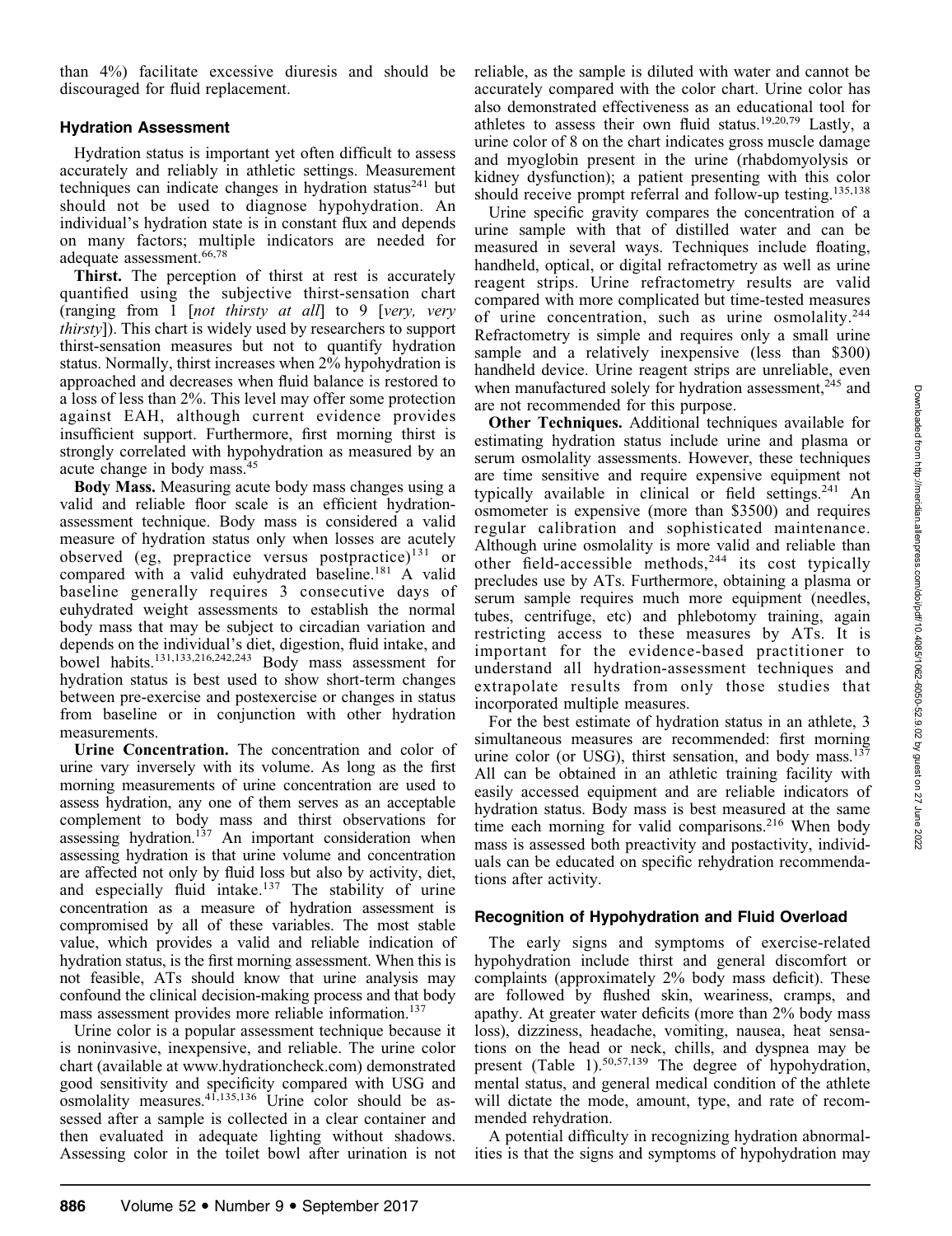than 4%) facilitate excessive diuresis and should be discouraged for fluid replacement.

## Hydration Assessment

Hydration status is important yet often difficult to assess accurately and reliably in athletic settings. Measurement techniques can indicate changes in hydration status[241] but should not be used to diagnose hypohydration. An individual's hydration state is in constant flux and depends on many factors; multiple indicators are needed for adequate assessment.[66,78]

**Thirst.** The perception of thirst at rest is accurately quantified using the subjective thirst-sensation chart (ranging from 1 [*not thirsty at all*] to 9 [*very, very thirsty*]). This chart is widely used by researchers to support thirst-sensation measures but not to quantify hydration status. Normally, thirst increases when 2% hypohydration is approached and decreases when fluid balance is restored to a loss of less than 2%. This level may offer some protection against EAH, although current evidence provides insufficient support. Furthermore, first morning thirst is strongly correlated with hypohydration as measured by an acute change in body mass.[45]

**Body Mass.** Measuring acute body mass changes using a valid and reliable floor scale is an efficient hydration-assessment technique. Body mass is considered a valid measure of hydration status only when losses are acutely observed (eg, prepractice versus postpractice)[131] or compared with a valid euhydrated baseline.[181] A valid baseline generally requires 3 consecutive days of euhydrated weight assessments to establish the normal body mass that may be subject to circadian variation and depends on the individual's diet, digestion, fluid intake, and bowel habits.[131,133,216,242,243] Body mass assessment for hydration status is best used to show short-term changes between pre-exercise and postexercise or changes in status from baseline or in conjunction with other hydration measurements.

**Urine Concentration.** The concentration and color of urine vary inversely with its volume. As long as the first morning measurements of urine concentration are used to assess hydration, any one of them serves as an acceptable complement to body mass and thirst observations for assessing hydration.[137] An important consideration when assessing hydration is that urine volume and concentration are affected not only by fluid loss but also by activity, diet, and especially fluid intake.[137] The stability of urine concentration as a measure of hydration assessment is compromised by all of these variables. The most stable value, which provides a valid and reliable indication of hydration status, is the first morning assessment. When this is not feasible, ATs should know that urine analysis may confound the clinical decision-making process and that body mass assessment provides more reliable information.[137]

Urine color is a popular assessment technique because it is noninvasive, inexpensive, and reliable. The urine color chart (available at www.hydrationcheck.com) demonstrated good sensitivity and specificity compared with USG and osmolality measures.[41,135,136] Urine color should be assessed after a sample is collected in a clear container and then evaluated in adequate lighting without shadows. Assessing color in the toilet bowl after urination is not reliable, as the sample is diluted with water and cannot be accurately compared with the color chart. Urine color has also demonstrated effectiveness as an educational tool for athletes to assess their own fluid status.[19,20,79] Lastly, a urine color of 8 on the chart indicates gross muscle damage and myoglobin present in the urine (rhabdomyolysis or kidney dysfunction); a patient presenting with this color should receive prompt referral and follow-up testing.[135,138]

Urine specific gravity compares the concentration of a urine sample with that of distilled water and can be measured in several ways. Techniques include floating, handheld, optical, or digital refractometry as well as urine reagent strips. Urine refractometry results are valid compared with more complicated but time-tested measures of urine concentration, such as urine osmolality.[244] Refractometry is simple and requires only a small urine sample and a relatively inexpensive (less than $300) handheld device. Urine reagent strips are unreliable, even when manufactured solely for hydration assessment,[245] and are not recommended for this purpose.

**Other Techniques.** Additional techniques available for estimating hydration status include urine and plasma or serum osmolality assessments. However, these techniques are time sensitive and require expensive equipment not typically available in clinical or field settings.[241] An osmometer is expensive (more than $3500) and requires regular calibration and sophisticated maintenance. Although urine osmolality is more valid and reliable than other field-accessible methods,[244] its cost typically precludes use by ATs. Furthermore, obtaining a plasma or serum sample requires much more equipment (needles, tubes, centrifuge, etc) and phlebotomy training, again restricting access to these measures by ATs. It is important for the evidence-based practitioner to understand all hydration-assessment techniques and extrapolate results from only those studies that incorporated multiple measures.

For the best estimate of hydration status in an athlete, 3 simultaneous measures are recommended: first morning urine color (or USG), thirst sensation, and body mass.[137] All can be obtained in an athletic training facility with easily accessed equipment and are reliable indicators of hydration status. Body mass is best measured at the same time each morning for valid comparisons.[216] When body mass is assessed both preactivity and postactivity, individuals can be educated on specific rehydration recommendations after activity.

## Recognition of Hypohydration and Fluid Overload

The early signs and symptoms of exercise-related hypohydration include thirst and general discomfort or complaints (approximately 2% body mass deficit). These are followed by flushed skin, weariness, cramps, and apathy. At greater water deficits (more than 2% body mass loss), dizziness, headache, vomiting, nausea, heat sensations on the head or neck, chills, and dyspnea may be present (Table 1).[50,57,139] The degree of hypohydration, mental status, and general medical condition of the athlete will dictate the mode, amount, type, and rate of recommended rehydration.

A potential difficulty in recognizing hydration abnormalities is that the signs and symptoms of hypohydration may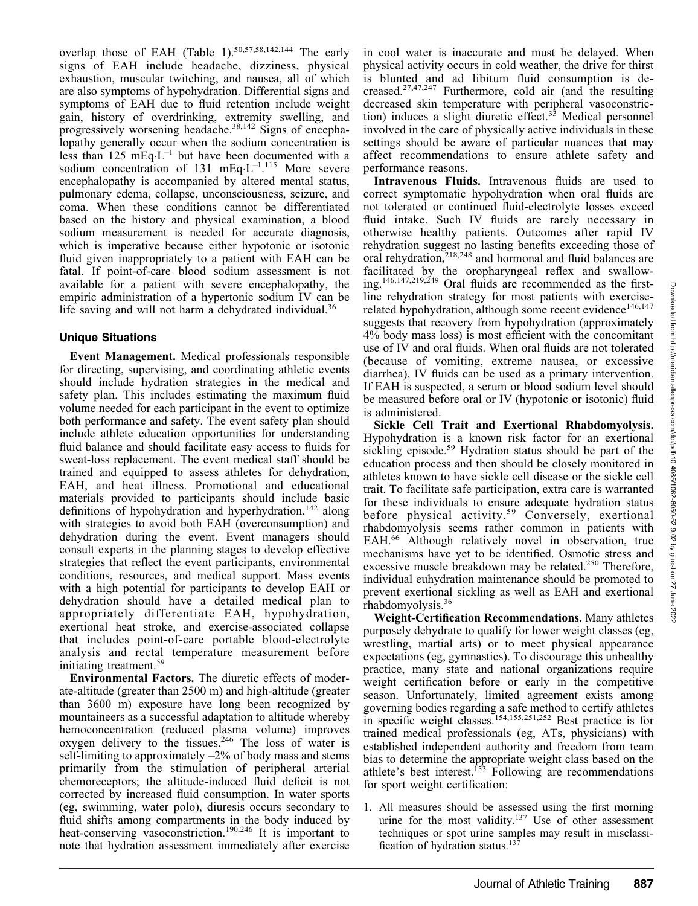overlap those of EAH (Table 1).[50,57,58,142,144] The early signs of EAH include headache, dizziness, physical exhaustion, muscular twitching, and nausea, all of which are also symptoms of hypohydration. Differential signs and symptoms of EAH due to fluid retention include weight gain, history of overdrinking, extremity swelling, and progressively worsening headache.[38,142] Signs of encephalopathy generally occur when the sodium concentration is less than 125 $mEq \cdot L^{-1}$ but have been documented with a sodium concentration of 131 $mEq \cdot L^{-1}$.[115] More severe encephalopathy is accompanied by altered mental status, pulmonary edema, collapse, unconsciousness, seizure, and coma. When these conditions cannot be differentiated based on the history and physical examination, a blood sodium measurement is needed for accurate diagnosis, which is imperative because either hypotonic or isotonic fluid given inappropriately to a patient with EAH can be fatal. If point-of-care blood sodium assessment is not available for a patient with severe encephalopathy, the empiric administration of a hypertonic sodium IV can be life saving and will not harm a dehydrated individual.[36]

## Unique Situations

**Event Management.** Medical professionals responsible for directing, supervising, and coordinating athletic events should include hydration strategies in the medical and safety plan. This includes estimating the maximum fluid volume needed for each participant in the event to optimize both performance and safety. The event safety plan should include athlete education opportunities for understanding fluid balance and should facilitate easy access to fluids for sweat-loss replacement. The event medical staff should be trained and equipped to assess athletes for dehydration, EAH, and heat illness. Promotional and educational materials provided to participants should include basic definitions of hypohydration and hyperhydration,[142] along with strategies to avoid both EAH (overconsumption) and dehydration during the event. Event managers should consult experts in the planning stages to develop effective strategies that reflect the event participants, environmental conditions, resources, and medical support. Mass events with a high potential for participants to develop EAH or dehydration should have a detailed medical plan to appropriately differentiate EAH, hypohydration, exertional heat stroke, and exercise-associated collapse that includes point-of-care portable blood-electrolyte analysis and rectal temperature measurement before initiating treatment.[59]

**Environmental Factors.** The diuretic effects of moderate-altitude (greater than 2500 m) and high-altitude (greater than 3600 m) exposure have long been recognized by mountaineers as a successful adaptation to altitude whereby hemoconcentration (reduced plasma volume) improves oxygen delivery to the tissues.[246] The loss of water is self-limiting to approximately –2% of body mass and stems primarily from the stimulation of peripheral arterial chemoreceptors; the altitude-induced fluid deficit is not corrected by increased fluid consumption. In water sports (eg, swimming, water polo), diuresis occurs secondary to fluid shifts among compartments in the body induced by heat-conserving vasoconstriction.[190,246] It is important to note that hydration assessment immediately after exercise in cool water is inaccurate and must be delayed. When physical activity occurs in cold weather, the drive for thirst is blunted and ad libitum fluid consumption is decreased.[27,47,247] Furthermore, cold air (and the resulting decreased skin temperature with peripheral vasoconstriction) induces a slight diuretic effect.[33] Medical personnel involved in the care of physically active individuals in these settings should be aware of particular nuances that may affect recommendations to ensure athlete safety and performance reasons.

**Intravenous Fluids.** Intravenous fluids are used to correct symptomatic hypohydration when oral fluids are not tolerated or continued fluid-electrolyte losses exceed fluid intake. Such IV fluids are rarely necessary in otherwise healthy patients. Outcomes after rapid IV rehydration suggest no lasting benefits exceeding those of oral rehydration,[218,248] and hormonal and fluid balances are facilitated by the oropharyngeal reflex and swallowing.[146,147,219,249] Oral fluids are recommended as the first-line rehydration strategy for most patients with exercise-related hypohydration, although some recent evidence[146,147] suggests that recovery from hypohydration (approximately 4% body mass loss) is most efficient with the concomitant use of IV and oral fluids. When oral fluids are not tolerated (because of vomiting, extreme nausea, or excessive diarrhea), IV fluids can be used as a primary intervention. If EAH is suspected, a serum or blood sodium level should be measured before oral or IV (hypotonic or isotonic) fluid is administered.

**Sickle Cell Trait and Exertional Rhabdomyolysis.** Hypohydration is a known risk factor for an exertional sickling episode.[59] Hydration status should be part of the education process and then should be closely monitored in athletes known to have sickle cell disease or the sickle cell trait. To facilitate safe participation, extra care is warranted for these individuals to ensure adequate hydration status before physical activity.[59] Conversely, exertional rhabdomyolysis seems rather common in patients with EAH.[66] Although relatively novel in observation, true mechanisms have yet to be identified. Osmotic stress and excessive muscle breakdown may be related.[250] Therefore, individual euhydration maintenance should be promoted to prevent exertional sickling as well as EAH and exertional rhabdomyolysis.[36]

**Weight-Certification Recommendations.** Many athletes purposely dehydrate to qualify for lower weight classes (eg, wrestling, martial arts) or to meet physical appearance expectations (eg, gymnastics). To discourage this unhealthy practice, many state and national organizations require weight certification before or early in the competitive season. Unfortunately, limited agreement exists among governing bodies regarding a safe method to certify athletes in specific weight classes.[154,155,251,252] Best practice is for trained medical professionals (eg, ATs, physicians) with established independent authority and freedom from team bias to determine the appropriate weight class based on the athlete's best interest.[153] Following are recommendations for sport weight certification:

1. All measures should be assessed using the first morning urine for the most validity.[137] Use of other assessment techniques or spot urine samples may result in misclassification of hydration status.[137]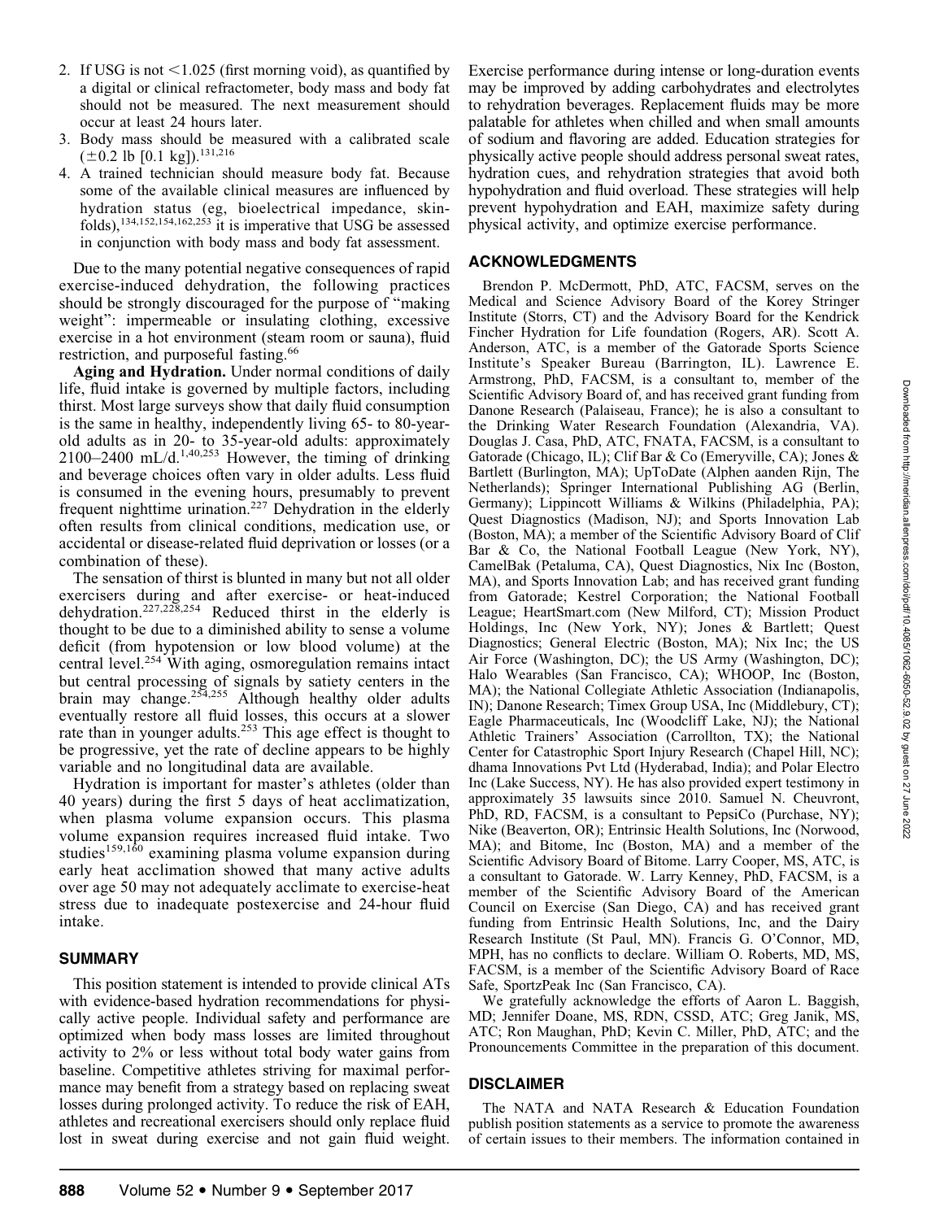2. If USG is not <1.025 (first morning void), as quantified by a digital or clinical refractometer, body mass and body fat should not be measured. The next measurement should occur at least 24 hours later.
3. Body mass should be measured with a calibrated scale (±0.2 lb [0.1 kg]).[131,216]
4. A trained technician should measure body fat. Because some of the available clinical measures are influenced by hydration status (eg, bioelectrical impedance, skinfolds),[134,152,154,162,253] it is imperative that USG be assessed in conjunction with body mass and body fat assessment.

Due to the many potential negative consequences of rapid exercise-induced dehydration, the following practices should be strongly discouraged for the purpose of "making weight": impermeable or insulating clothing, excessive exercise in a hot environment (steam room or sauna), fluid restriction, and purposeful fasting.[66]

**Aging and Hydration.** Under normal conditions of daily life, fluid intake is governed by multiple factors, including thirst. Most large surveys show that daily fluid consumption is the same in healthy, independently living 65- to 80-year-old adults as in 20- to 35-year-old adults: approximately 2100–2400 mL/d.[1,40,253] However, the timing of drinking and beverage choices often vary in older adults. Less fluid is consumed in the evening hours, presumably to prevent frequent nighttime urination.[227] Dehydration in the elderly often results from clinical conditions, medication use, or accidental or disease-related fluid deprivation or losses (or a combination of these).

The sensation of thirst is blunted in many but not all older exercisers during and after exercise- or heat-induced dehydration.[227,228,254] Reduced thirst in the elderly is thought to be due to a diminished ability to sense a volume deficit (from hypotension or low blood volume) at the central level.[254] With aging, osmoregulation remains intact but central processing of signals by satiety centers in the brain may change.[254,255] Although healthy older adults eventually restore all fluid losses, this occurs at a slower rate than in younger adults.[253] This age effect is thought to be progressive, yet the rate of decline appears to be highly variable and no longitudinal data are available.

Hydration is important for master's athletes (older than 40 years) during the first 5 days of heat acclimatization, when plasma volume expansion occurs. This plasma volume expansion requires increased fluid intake. Two studies[159,160] examining plasma volume expansion during early heat acclimation showed that many active adults over age 50 may not adequately acclimate to exercise-heat stress due to inadequate postexercise and 24-hour fluid intake.

## SUMMARY

This position statement is intended to provide clinical ATs with evidence-based hydration recommendations for physically active people. Individual safety and performance are optimized when body mass losses are limited throughout activity to 2% or less without total body water gains from baseline. Competitive athletes striving for maximal performance may benefit from a strategy based on replacing sweat losses during prolonged activity. To reduce the risk of EAH, athletes and recreational exercisers should only replace fluid lost in sweat during exercise and not gain fluid weight. Exercise performance during intense or long-duration events may be improved by adding carbohydrates and electrolytes to rehydration beverages. Replacement fluids may be more palatable for athletes when chilled and when small amounts of sodium and flavoring are added. Education strategies for physically active people should address personal sweat rates, hydration cues, and rehydration strategies that avoid both hypohydration and fluid overload. These strategies will help prevent hypohydration and EAH, maximize safety during physical activity, and optimize exercise performance.

## ACKNOWLEDGMENTS

Brendon P. McDermott, PhD, ATC, FACSM, serves on the Medical and Science Advisory Board of the Korey Stringer Institute (Storrs, CT) and the Advisory Board for the Kendrick Fincher Hydration for Life foundation (Rogers, AR). Scott A. Anderson, ATC, is a member of the Gatorade Sports Science Institute's Speaker Bureau (Barrington, IL). Lawrence E. Armstrong, PhD, FACSM, is a consultant to, member of the Scientific Advisory Board of, and has received grant funding from Danone Research (Palaiseau, France); he is also a consultant to the Drinking Water Research Foundation (Alexandria, VA). Douglas J. Casa, PhD, ATC, FNATA, FACSM, is a consultant to Gatorade (Chicago, IL); Clif Bar & Co (Emeryville, CA); Jones & Bartlett (Burlington, MA); UpToDate (Alphen aanden Rijn, The Netherlands); Springer International Publishing AG (Berlin, Germany); Lippincott Williams & Wilkins (Philadelphia, PA); Quest Diagnostics (Madison, NJ); and Sports Innovation Lab (Boston, MA); a member of the Scientific Advisory Board of Clif Bar & Co, the National Football League (New York, NY), CamelBak (Petaluma, CA), Quest Diagnostics, Nix Inc (Boston, MA), and Sports Innovation Lab; and has received grant funding from Gatorade; Kestrel Corporation; the National Football League; HeartSmart.com (New Milford, CT); Mission Product Holdings, Inc (New York, NY); Jones & Bartlett; Quest Diagnostics; General Electric (Boston, MA); Nix Inc; the US Air Force (Washington, DC); the US Army (Washington, DC); Halo Wearables (San Francisco, CA); WHOOP, Inc (Boston, MA); the National Collegiate Athletic Association (Indianapolis, IN); Danone Research; Timex Group USA, Inc (Middlebury, CT); Eagle Pharmaceuticals, Inc (Woodcliff Lake, NJ); the National Athletic Trainers' Association (Carrollton, TX); the National Center for Catastrophic Sport Injury Research (Chapel Hill, NC); dhama Innovations Pvt Ltd (Hyderabad, India); and Polar Electro Inc (Lake Success, NY). He has also provided expert testimony in approximately 35 lawsuits since 2010. Samuel N. Cheuvront, PhD, RD, FACSM, is a consultant to PepsiCo (Purchase, NY); Nike (Beaverton, OR); Entrinsic Health Solutions, Inc (Norwood, MA); and Bitome, Inc (Boston, MA) and a member of the Scientific Advisory Board of Bitome. Larry Cooper, MS, ATC, is a consultant to Gatorade. W. Larry Kenney, PhD, FACSM, is a member of the Scientific Advisory Board of the American Council on Exercise (San Diego, CA) and has received grant funding from Entrinsic Health Solutions, Inc, and the Dairy Research Institute (St Paul, MN). Francis G. O'Connor, MD, MPH, has no conflicts to declare. William O. Roberts, MD, MS, FACSM, is a member of the Scientific Advisory Board of Race Safe, SportzPeak Inc (San Francisco, CA).

We gratefully acknowledge the efforts of Aaron L. Baggish, MD; Jennifer Doane, MS, RDN, CSSD, ATC; Greg Janik, MS, ATC; Ron Maughan, PhD; Kevin C. Miller, PhD, ATC; and the Pronouncements Committee in the preparation of this document.

## DISCLAIMER

The NATA and NATA Research & Education Foundation publish position statements as a service to promote the awareness of certain issues to their members. The information contained in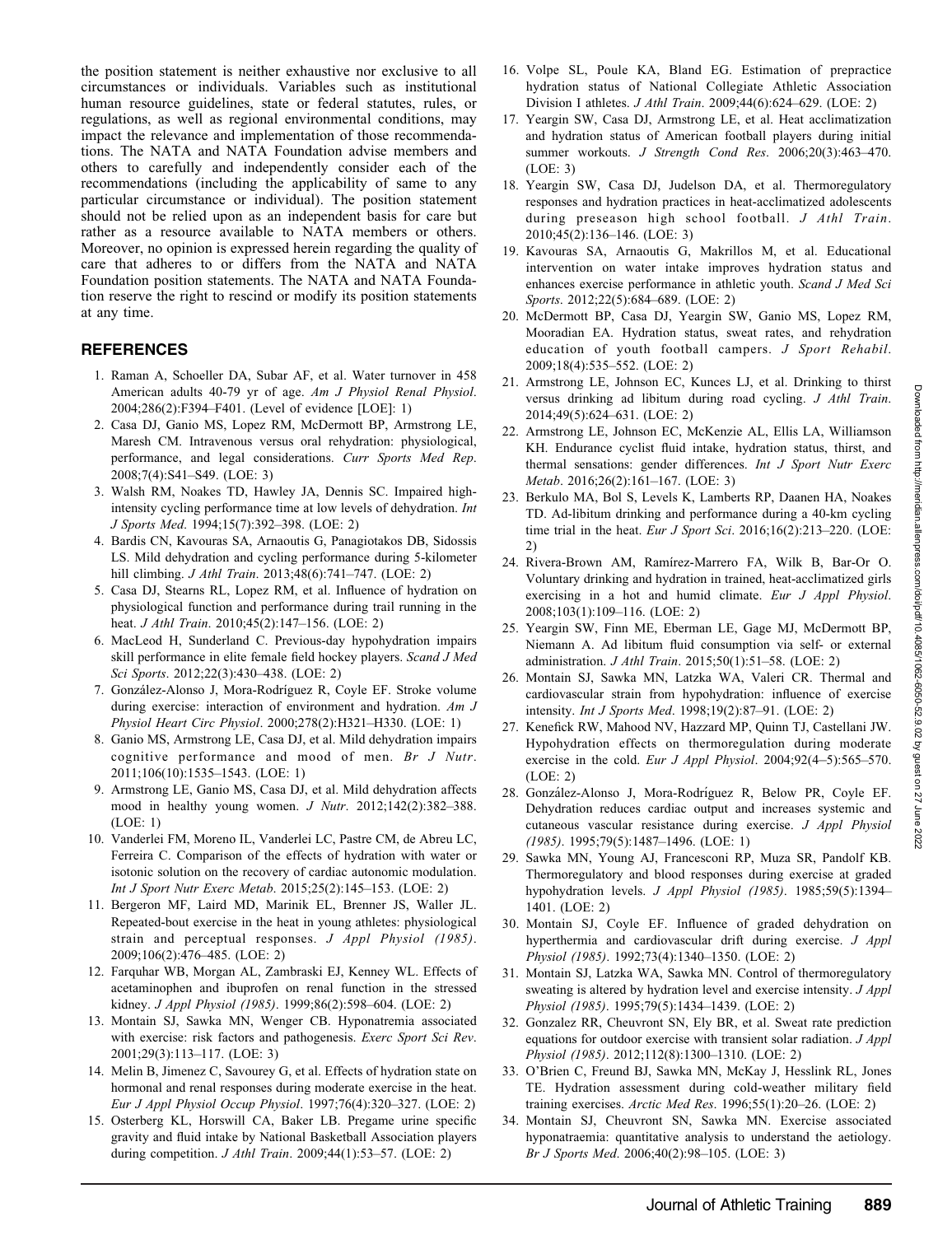the position statement is neither exhaustive nor exclusive to all circumstances or individuals. Variables such as institutional human resource guidelines, state or federal statutes, rules, or regulations, as well as regional environmental conditions, may impact the relevance and implementation of those recommendations. The NATA and NATA Foundation advise members and others to carefully and independently consider each of the recommendations (including the applicability of same to any particular circumstance or individual). The position statement should not be relied upon as an independent basis for care but rather as a resource available to NATA members or others. Moreover, no opinion is expressed herein regarding the quality of care that adheres to or differs from the NATA and NATA Foundation position statements. The NATA and NATA Foundation reserve the right to rescind or modify its position statements at any time.

## REFERENCES

1. Raman A, Schoeller DA, Subar AF, et al. Water turnover in 458 American adults 40-79 yr of age. *Am J Physiol Renal Physiol*. 2004;286(2):F394–F401. (Level of evidence [LOE]: 1)
2. Casa DJ, Ganio MS, Lopez RM, McDermott BP, Armstrong LE, Maresh CM. Intravenous versus oral rehydration: physiological, performance, and legal considerations. *Curr Sports Med Rep*. 2008;7(4):S41–S49. (LOE: 3)
3. Walsh RM, Noakes TD, Hawley JA, Dennis SC. Impaired high-intensity cycling performance time at low levels of dehydration. *Int J Sports Med*. 1994;15(7):392–398. (LOE: 2)
4. Bardis CN, Kavouras SA, Arnaoutis G, Panagiotakos DB, Sidossis LS. Mild dehydration and cycling performance during 5-kilometer hill climbing. *J Athl Train*. 2013;48(6):741–747. (LOE: 2)
5. Casa DJ, Stearns RL, Lopez RM, et al. Influence of hydration on physiological function and performance during trail running in the heat. *J Athl Train*. 2010;45(2):147–156. (LOE: 2)
6. MacLeod H, Sunderland C. Previous-day hypohydration impairs skill performance in elite female field hockey players. *Scand J Med Sci Sports*. 2012;22(3):430–438. (LOE: 2)
7. González-Alonso J, Mora-Rodríguez R, Coyle EF. Stroke volume during exercise: interaction of environment and hydration. *Am J Physiol Heart Circ Physiol*. 2000;278(2):H321–H330. (LOE: 1)
8. Ganio MS, Armstrong LE, Casa DJ, et al. Mild dehydration impairs cognitive performance and mood of men. *Br J Nutr*. 2011;106(10):1535–1543. (LOE: 1)
9. Armstrong LE, Ganio MS, Casa DJ, et al. Mild dehydration affects mood in healthy young women. *J Nutr*. 2012;142(2):382–388. (LOE: 1)
10. Vanderlei FM, Moreno IL, Vanderlei LC, Pastre CM, de Abreu LC, Ferreira C. Comparison of the effects of hydration with water or isotonic solution on the recovery of cardiac autonomic modulation. *Int J Sport Nutr Exerc Metab*. 2015;25(2):145–153. (LOE: 2)
11. Bergeron MF, Laird MD, Marinik EL, Brenner JS, Waller JL. Repeated-bout exercise in the heat in young athletes: physiological strain and perceptual responses. *J Appl Physiol (1985)*. 2009;106(2):476–485. (LOE: 2)
12. Farquhar WB, Morgan AL, Zambraski EJ, Kenney WL. Effects of acetaminophen and ibuprofen on renal function in the stressed kidney. *J Appl Physiol (1985)*. 1999;86(2):598–604. (LOE: 2)
13. Montain SJ, Sawka MN, Wenger CB. Hyponatremia associated with exercise: risk factors and pathogenesis. *Exerc Sport Sci Rev*. 2001;29(3):113–117. (LOE: 3)
14. Melin B, Jimenez C, Savourey G, et al. Effects of hydration state on hormonal and renal responses during moderate exercise in the heat. *Eur J Appl Physiol Occup Physiol*. 1997;76(4):320–327. (LOE: 2)
15. Osterberg KL, Horswill CA, Baker LB. Pregame urine specific gravity and fluid intake by National Basketball Association players during competition. *J Athl Train*. 2009;44(1):53–57. (LOE: 2)
16. Volpe SL, Poule KA, Bland EG. Estimation of prepractice hydration status of National Collegiate Athletic Association Division I athletes. *J Athl Train*. 2009;44(6):624–629. (LOE: 2)
17. Yeargin SW, Casa DJ, Armstrong LE, et al. Heat acclimatization and hydration status of American football players during initial summer workouts. *J Strength Cond Res*. 2006;20(3):463–470. (LOE: 3)
18. Yeargin SW, Casa DJ, Judelson DA, et al. Thermoregulatory responses and hydration practices in heat-acclimatized adolescents during preseason high school football. *J Athl Train*. 2010;45(2):136–146. (LOE: 3)
19. Kavouras SA, Arnaoutis G, Makrillos M, et al. Educational intervention on water intake improves hydration status and enhances exercise performance in athletic youth. *Scand J Med Sci Sports*. 2012;22(5):684–689. (LOE: 2)
20. McDermott BP, Casa DJ, Yeargin SW, Ganio MS, Lopez RM, Mooradian EA. Hydration status, sweat rates, and rehydration education of youth football campers. *J Sport Rehabil*. 2009;18(4):535–552. (LOE: 2)
21. Armstrong LE, Johnson EC, Kunces LJ, et al. Drinking to thirst versus drinking ad libitum during road cycling. *J Athl Train*. 2014;49(5):624–631. (LOE: 2)
22. Armstrong LE, Johnson EC, McKenzie AL, Ellis LA, Williamson KH. Endurance cyclist fluid intake, hydration status, thirst, and thermal sensations: gender differences. *Int J Sport Nutr Exerc Metab*. 2016;26(2):161–167. (LOE: 3)
23. Berkulo MA, Bol S, Levels K, Lamberts RP, Daanen HA, Noakes TD. Ad-libitum drinking and performance during a 40-km cycling time trial in the heat. *Eur J Sport Sci*. 2016;16(2):213–220. (LOE: 2)
24. Rivera-Brown AM, Ramírez-Marrero FA, Wilk B, Bar-Or O. Voluntary drinking and hydration in trained, heat-acclimatized girls exercising in a hot and humid climate. *Eur J Appl Physiol*. 2008;103(1):109–116. (LOE: 2)
25. Yeargin SW, Finn ME, Eberman LE, Gage MJ, McDermott BP, Niemann A. Ad libitum fluid consumption via self- or external administration. *J Athl Train*. 2015;50(1):51–58. (LOE: 2)
26. Montain SJ, Sawka MN, Latzka WA, Valeri CR. Thermal and cardiovascular strain from hypohydration: influence of exercise intensity. *Int J Sports Med*. 1998;19(2):87–91. (LOE: 2)
27. Kenefick RW, Mahood NV, Hazzard MP, Quinn TJ, Castellani JW. Hypohydration effects on thermoregulation during moderate exercise in the cold. *Eur J Appl Physiol*. 2004;92(4–5):565–570. (LOE: 2)
28. González-Alonso J, Mora-Rodríguez R, Below PR, Coyle EF. Dehydration reduces cardiac output and increases systemic and cutaneous vascular resistance during exercise. *J Appl Physiol (1985)*. 1995;79(5):1487–1496. (LOE: 1)
29. Sawka MN, Young AJ, Francesconi RP, Muza SR, Pandolf KB. Thermoregulatory and blood responses during exercise at graded hypohydration levels. *J Appl Physiol (1985)*. 1985;59(5):1394–1401. (LOE: 2)
30. Montain SJ, Coyle EF. Influence of graded dehydration on hyperthermia and cardiovascular drift during exercise. *J Appl Physiol (1985)*. 1992;73(4):1340–1350. (LOE: 2)
31. Montain SJ, Latzka WA, Sawka MN. Control of thermoregulatory sweating is altered by hydration level and exercise intensity. *J Appl Physiol (1985)*. 1995;79(5):1434–1439. (LOE: 2)
32. Gonzalez RR, Cheuvront SN, Ely BR, et al. Sweat rate prediction equations for outdoor exercise with transient solar radiation. *J Appl Physiol (1985)*. 2012;112(8):1300–1310. (LOE: 2)
33. O'Brien C, Freund BJ, Sawka MN, McKay J, Hesslink RL, Jones TE. Hydration assessment during cold-weather military field training exercises. *Arctic Med Res*. 1996;55(1):20–26. (LOE: 2)
34. Montain SJ, Cheuvront SN, Sawka MN. Exercise associated hyponatraemia: quantitative analysis to understand the aetiology. *Br J Sports Med*. 2006;40(2):98–105. (LOE: 3)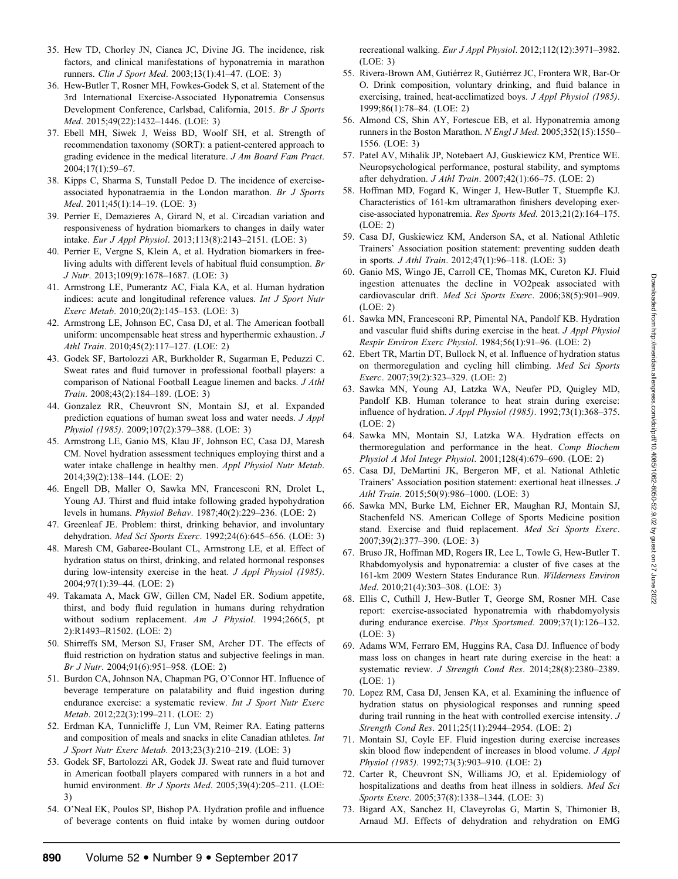35. Hew TD, Chorley JN, Cianca JC, Divine JG. The incidence, risk factors, and clinical manifestations of hyponatremia in marathon runners. *Clin J Sport Med*. 2003;13(1):41–47. (LOE: 3)
36. Hew-Butler T, Rosner MH, Fowkes-Godek S, et al. Statement of the 3rd International Exercise-Associated Hyponatremia Consensus Development Conference, Carlsbad, California, 2015. *Br J Sports Med*. 2015;49(22):1432–1446. (LOE: 3)
37. Ebell MH, Siwek J, Weiss BD, Woolf SH, et al. Strength of recommendation taxonomy (SORT): a patient-centered approach to grading evidence in the medical literature. *J Am Board Fam Pract*. 2004;17(1):59–67.
38. Kipps C, Sharma S, Tunstall Pedoe D. The incidence of exercise-associated hyponatraemia in the London marathon. *Br J Sports Med*. 2011;45(1):14–19. (LOE: 3)
39. Perrier E, Demazieres A, Girard N, et al. Circadian variation and responsiveness of hydration biomarkers to changes in daily water intake. *Eur J Appl Physiol*. 2013;113(8):2143–2151. (LOE: 3)
40. Perrier E, Vergne S, Klein A, et al. Hydration biomarkers in free-living adults with different levels of habitual fluid consumption. *Br J Nutr*. 2013;109(9):1678–1687. (LOE: 3)
41. Armstrong LE, Pumerantz AC, Fiala KA, et al. Human hydration indices: acute and longitudinal reference values. *Int J Sport Nutr Exerc Metab*. 2010;20(2):145–153. (LOE: 3)
42. Armstrong LE, Johnson EC, Casa DJ, et al. The American football uniform: uncompensable heat stress and hyperthermic exhaustion. *J Athl Train*. 2010;45(2):117–127. (LOE: 2)
43. Godek SF, Bartolozzi AR, Burkholder R, Sugarman E, Peduzzi C. Sweat rates and fluid turnover in professional football players: a comparison of National Football League linemen and backs. *J Athl Train*. 2008;43(2):184–189. (LOE: 3)
44. Gonzalez RR, Cheuvront SN, Montain SJ, et al. Expanded prediction equations of human sweat loss and water needs. *J Appl Physiol (1985)*. 2009;107(2):379–388. (LOE: 3)
45. Armstrong LE, Ganio MS, Klau JF, Johnson EC, Casa DJ, Maresh CM. Novel hydration assessment techniques employing thirst and a water intake challenge in healthy men. *Appl Physiol Nutr Metab*. 2014;39(2):138–144. (LOE: 2)
46. Engell DB, Maller O, Sawka MN, Francesconi RN, Drolet L, Young AJ. Thirst and fluid intake following graded hypohydration levels in humans. *Physiol Behav*. 1987;40(2):229–236. (LOE: 2)
47. Greenleaf JE. Problem: thirst, drinking behavior, and involuntary dehydration. *Med Sci Sports Exerc*. 1992;24(6):645–656. (LOE: 3)
48. Maresh CM, Gabaree-Boulant CL, Armstrong LE, et al. Effect of hydration status on thirst, drinking, and related hormonal responses during low-intensity exercise in the heat. *J Appl Physiol (1985)*. 2004;97(1):39–44. (LOE: 2)
49. Takamata A, Mack GW, Gillen CM, Nadel ER. Sodium appetite, thirst, and body fluid regulation in humans during rehydration without sodium replacement. *Am J Physiol*. 1994;266(5, pt 2):R1493–R1502. (LOE: 2)
50. Shirreffs SM, Merson SJ, Fraser SM, Archer DT. The effects of fluid restriction on hydration status and subjective feelings in man. *Br J Nutr*. 2004;91(6):951–958. (LOE: 2)
51. Burdon CA, Johnson NA, Chapman PG, O'Connor HT. Influence of beverage temperature on palatability and fluid ingestion during endurance exercise: a systematic review. *Int J Sport Nutr Exerc Metab*. 2012;22(3):199–211. (LOE: 2)
52. Erdman KA, Tunnicliffe J, Lun VM, Reimer RA. Eating patterns and composition of meals and snacks in elite Canadian athletes. *Int J Sport Nutr Exerc Metab*. 2013;23(3):210–219. (LOE: 3)
53. Godek SF, Bartolozzi AR, Godek JJ. Sweat rate and fluid turnover in American football players compared with runners in a hot and humid environment. *Br J Sports Med*. 2005;39(4):205–211. (LOE: 3)
54. O'Neal EK, Poulos SP, Bishop PA. Hydration profile and influence of beverage contents on fluid intake by women during outdoor recreational walking. *Eur J Appl Physiol*. 2012;112(12):3971–3982. (LOE: 3)
55. Rivera-Brown AM, Gutiérrez R, Gutiérrez JC, Frontera WR, Bar-Or O. Drink composition, voluntary drinking, and fluid balance in exercising, trained, heat-acclimatized boys. *J Appl Physiol (1985)*. 1999;86(1):78–84. (LOE: 2)
56. Almond CS, Shin AY, Fortescue EB, et al. Hyponatremia among runners in the Boston Marathon. *N Engl J Med*. 2005;352(15):1550–1556. (LOE: 3)
57. Patel AV, Mihalik JP, Notebaert AJ, Guskiewicz KM, Prentice WE. Neuropsychological performance, postural stability, and symptoms after dehydration. *J Athl Train*. 2007;42(1):66–75. (LOE: 2)
58. Hoffman MD, Fogard K, Winger J, Hew-Butler T, Stuempfle KJ. Characteristics of 161-km ultramarathon finishers developing exercise-associated hyponatremia. *Res Sports Med*. 2013;21(2):164–175. (LOE: 2)
59. Casa DJ, Guskiewicz KM, Anderson SA, et al. National Athletic Trainers' Association position statement: preventing sudden death in sports. *J Athl Train*. 2012;47(1):96–118. (LOE: 3)
60. Ganio MS, Wingo JE, Carroll CE, Thomas MK, Cureton KJ. Fluid ingestion attenuates the decline in VO2peak associated with cardiovascular drift. *Med Sci Sports Exerc*. 2006;38(5):901–909. (LOE: 2)
61. Sawka MN, Francesconi RP, Pimental NA, Pandolf KB. Hydration and vascular fluid shifts during exercise in the heat. *J Appl Physiol Respir Environ Exerc Physiol*. 1984;56(1):91–96. (LOE: 2)
62. Ebert TR, Martin DT, Bullock N, et al. Influence of hydration status on thermoregulation and cycling hill climbing. *Med Sci Sports Exerc*. 2007;39(2):323–329. (LOE: 2)
63. Sawka MN, Young AJ, Latzka WA, Neufer PD, Quigley MD, Pandolf KB. Human tolerance to heat strain during exercise: influence of hydration. *J Appl Physiol (1985)*. 1992;73(1):368–375. (LOE: 2)
64. Sawka MN, Montain SJ, Latzka WA. Hydration effects on thermoregulation and performance in the heat. *Comp Biochem Physiol A Mol Integr Physiol*. 2001;128(4):679–690. (LOE: 2)
65. Casa DJ, DeMartini JK, Bergeron MF, et al. National Athletic Trainers' Association position statement: exertional heat illnesses. *J Athl Train*. 2015;50(9):986–1000. (LOE: 3)
66. Sawka MN, Burke LM, Eichner ER, Maughan RJ, Montain SJ, Stachenfeld NS. American College of Sports Medicine position stand. Exercise and fluid replacement. *Med Sci Sports Exerc*. 2007;39(2):377–390. (LOE: 3)
67. Bruso JR, Hoffman MD, Rogers IR, Lee L, Towle G, Hew-Butler T. Rhabdomyolysis and hyponatremia: a cluster of five cases at the 161-km 2009 Western States Endurance Run. *Wilderness Environ Med*. 2010;21(4):303–308. (LOE: 3)
68. Ellis C, Cuthill J, Hew-Butler T, George SM, Rosner MH. Case report: exercise-associated hyponatremia with rhabdomyolysis during endurance exercise. *Phys Sportsmed*. 2009;37(1):126–132. (LOE: 3)
69. Adams WM, Ferraro EM, Huggins RA, Casa DJ. Influence of body mass loss on changes in heart rate during exercise in the heat: a systematic review. *J Strength Cond Res*. 2014;28(8):2380–2389. (LOE: 1)
70. Lopez RM, Casa DJ, Jensen KA, et al. Examining the influence of hydration status on physiological responses and running speed during trail running in the heat with controlled exercise intensity. *J Strength Cond Res*. 2011;25(11):2944–2954. (LOE: 2)
71. Montain SJ, Coyle EF. Fluid ingestion during exercise increases skin blood flow independent of increases in blood volume. *J Appl Physiol (1985)*. 1992;73(3):903–910. (LOE: 2)
72. Carter R, Cheuvront SN, Williams JO, et al. Epidemiology of hospitalizations and deaths from heat illness in soldiers. *Med Sci Sports Exerc*. 2005;37(8):1338–1344. (LOE: 3)
73. Bigard AX, Sanchez H, Claveyrolas G, Martin S, Thimonier B, Arnaud MJ. Effects of dehydration and rehydration on EMG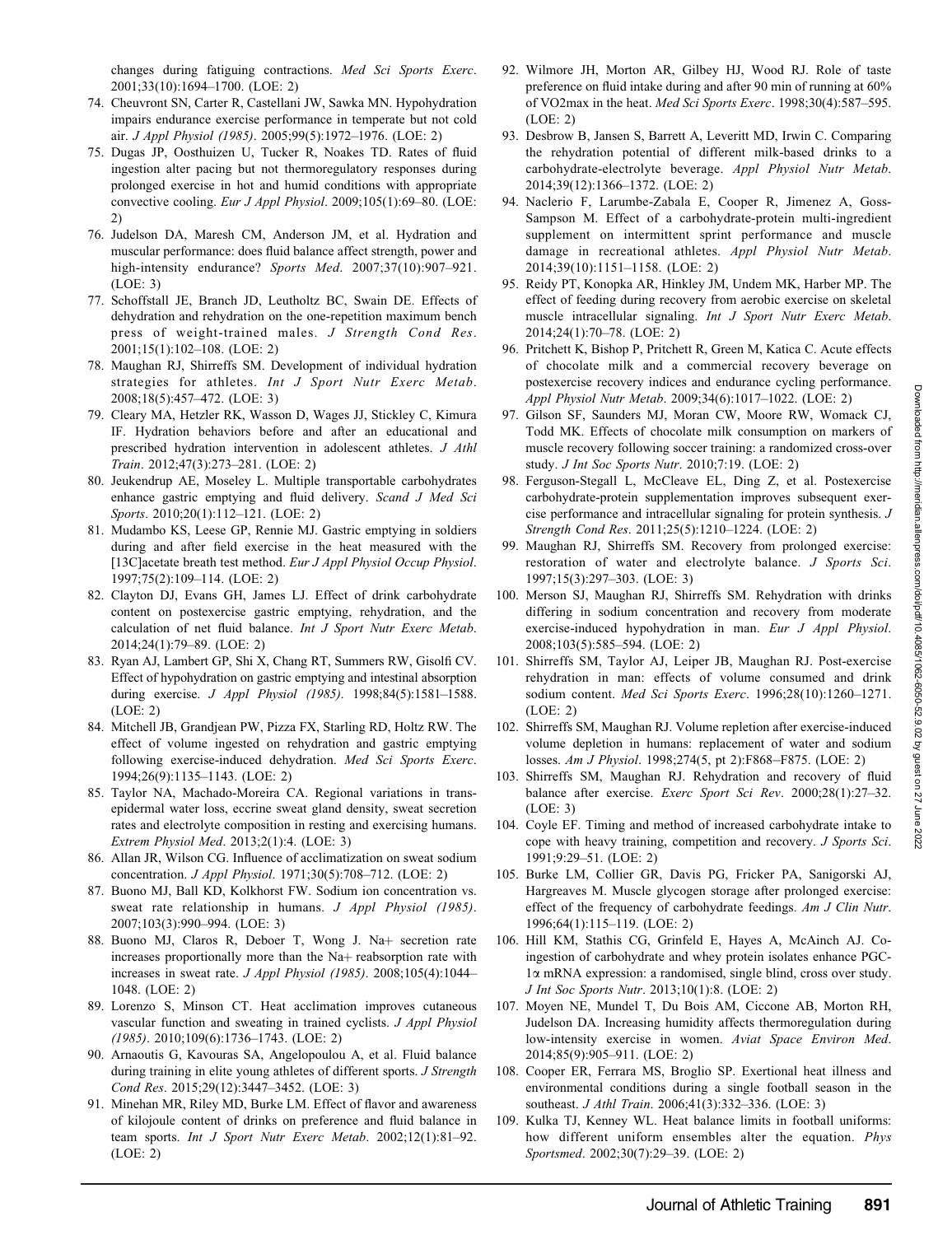changes during fatiguing contractions. *Med Sci Sports Exerc*. 2001;33(10):1694–1700. (LOE: 2)

74. Cheuvront SN, Carter R, Castellani JW, Sawka MN. Hypohydration impairs endurance exercise performance in temperate but not cold air. *J Appl Physiol (1985)*. 2005;99(5):1972–1976. (LOE: 2)
75. Dugas JP, Oosthuizen U, Tucker R, Noakes TD. Rates of fluid ingestion alter pacing but not thermoregulatory responses during prolonged exercise in hot and humid conditions with appropriate convective cooling. *Eur J Appl Physiol*. 2009;105(1):69–80. (LOE: 2)
76. Judelson DA, Maresh CM, Anderson JM, et al. Hydration and muscular performance: does fluid balance affect strength, power and high-intensity endurance? *Sports Med*. 2007;37(10):907–921. (LOE: 3)
77. Schoffstall JE, Branch JD, Leutholtz BC, Swain DE. Effects of dehydration and rehydration on the one-repetition maximum bench press of weight-trained males. *J Strength Cond Res*. 2001;15(1):102–108. (LOE: 2)
78. Maughan RJ, Shirreffs SM. Development of individual hydration strategies for athletes. *Int J Sport Nutr Exerc Metab*. 2008;18(5):457–472. (LOE: 3)
79. Cleary MA, Hetzler RK, Wasson D, Wages JJ, Stickley C, Kimura IF. Hydration behaviors before and after an educational and prescribed hydration intervention in adolescent athletes. *J Athl Train*. 2012;47(3):273–281. (LOE: 2)
80. Jeukendrup AE, Moseley L. Multiple transportable carbohydrates enhance gastric emptying and fluid delivery. *Scand J Med Sci Sports*. 2010;20(1):112–121. (LOE: 2)
81. Mudambo KS, Leese GP, Rennie MJ. Gastric emptying in soldiers during and after field exercise in the heat measured with the [13C]acetate breath test method. *Eur J Appl Physiol Occup Physiol*. 1997;75(2):109–114. (LOE: 2)
82. Clayton DJ, Evans GH, James LJ. Effect of drink carbohydrate content on postexercise gastric emptying, rehydration, and the calculation of net fluid balance. *Int J Sport Nutr Exerc Metab*. 2014;24(1):79–89. (LOE: 2)
83. Ryan AJ, Lambert GP, Shi X, Chang RT, Summers RW, Gisolfi CV. Effect of hypohydration on gastric emptying and intestinal absorption during exercise. *J Appl Physiol (1985)*. 1998;84(5):1581–1588. (LOE: 2)
84. Mitchell JB, Grandjean PW, Pizza FX, Starling RD, Holtz RW. The effect of volume ingested on rehydration and gastric emptying following exercise-induced dehydration. *Med Sci Sports Exerc*. 1994;26(9):1135–1143. (LOE: 2)
85. Taylor NA, Machado-Moreira CA. Regional variations in transepidermal water loss, eccrine sweat gland density, sweat secretion rates and electrolyte composition in resting and exercising humans. *Extrem Physiol Med*. 2013;2(1):4. (LOE: 3)
86. Allan JR, Wilson CG. Influence of acclimatization on sweat sodium concentration. *J Appl Physiol*. 1971;30(5):708–712. (LOE: 2)
87. Buono MJ, Ball KD, Kolkhorst FW. Sodium ion concentration vs. sweat rate relationship in humans. *J Appl Physiol (1985)*. 2007;103(3):990–994. (LOE: 3)
88. Buono MJ, Claros R, Deboer T, Wong J. Na+ secretion rate increases proportionally more than the Na+ reabsorption rate with increases in sweat rate. *J Appl Physiol (1985)*. 2008;105(4):1044–1048. (LOE: 2)
89. Lorenzo S, Minson CT. Heat acclimation improves cutaneous vascular function and sweating in trained cyclists. *J Appl Physiol (1985)*. 2010;109(6):1736–1743. (LOE: 2)
90. Arnaoutis G, Kavouras SA, Angelopoulou A, et al. Fluid balance during training in elite young athletes of different sports. *J Strength Cond Res*. 2015;29(12):3447–3452. (LOE: 3)
91. Minehan MR, Riley MD, Burke LM. Effect of flavor and awareness of kilojoule content of drinks on preference and fluid balance in team sports. *Int J Sport Nutr Exerc Metab*. 2002;12(1):81–92. (LOE: 2)
92. Wilmore JH, Morton AR, Gilbey HJ, Wood RJ. Role of taste preference on fluid intake during and after 90 min of running at 60% of VO2max in the heat. *Med Sci Sports Exerc*. 1998;30(4):587–595. (LOE: 2)
93. Desbrow B, Jansen S, Barrett A, Leveritt MD, Irwin C. Comparing the rehydration potential of different milk-based drinks to a carbohydrate-electrolyte beverage. *Appl Physiol Nutr Metab*. 2014;39(12):1366–1372. (LOE: 2)
94. Naclerio F, Larumbe-Zabala E, Cooper R, Jimenez A, Goss-Sampson M. Effect of a carbohydrate-protein multi-ingredient supplement on intermittent sprint performance and muscle damage in recreational athletes. *Appl Physiol Nutr Metab*. 2014;39(10):1151–1158. (LOE: 2)
95. Reidy PT, Konopka AR, Hinkley JM, Undem MK, Harber MP. The effect of feeding during recovery from aerobic exercise on skeletal muscle intracellular signaling. *Int J Sport Nutr Exerc Metab*. 2014;24(1):70–78. (LOE: 2)
96. Pritchett K, Bishop P, Pritchett R, Green M, Katica C. Acute effects of chocolate milk and a commercial recovery beverage on postexercise recovery indices and endurance cycling performance. *Appl Physiol Nutr Metab*. 2009;34(6):1017–1022. (LOE: 2)
97. Gilson SF, Saunders MJ, Moran CW, Moore RW, Womack CJ, Todd MK. Effects of chocolate milk consumption on markers of muscle recovery following soccer training: a randomized cross-over study. *J Int Soc Sports Nutr*. 2010;7:19. (LOE: 2)
98. Ferguson-Stegall L, McCleave EL, Ding Z, et al. Postexercise carbohydrate-protein supplementation improves subsequent exercise performance and intracellular signaling for protein synthesis. *J Strength Cond Res*. 2011;25(5):1210–1224. (LOE: 2)
99. Maughan RJ, Shirreffs SM. Recovery from prolonged exercise: restoration of water and electrolyte balance. *J Sports Sci*. 1997;15(3):297–303. (LOE: 3)
100. Merson SJ, Maughan RJ, Shirreffs SM. Rehydration with drinks differing in sodium concentration and recovery from moderate exercise-induced hypohydration in man. *Eur J Appl Physiol*. 2008;103(5):585–594. (LOE: 2)
101. Shirreffs SM, Taylor AJ, Leiper JB, Maughan RJ. Post-exercise rehydration in man: effects of volume consumed and drink sodium content. *Med Sci Sports Exerc*. 1996;28(10):1260–1271. (LOE: 2)
102. Shirreffs SM, Maughan RJ. Volume repletion after exercise-induced volume depletion in humans: replacement of water and sodium losses. *Am J Physiol*. 1998;274(5, pt 2):F868–F875. (LOE: 2)
103. Shirreffs SM, Maughan RJ. Rehydration and recovery of fluid balance after exercise. *Exerc Sport Sci Rev*. 2000;28(1):27–32. (LOE: 3)
104. Coyle EF. Timing and method of increased carbohydrate intake to cope with heavy training, competition and recovery. *J Sports Sci*. 1991;9:29–51. (LOE: 2)
105. Burke LM, Collier GR, Davis PG, Fricker PA, Sanigorski AJ, Hargreaves M. Muscle glycogen storage after prolonged exercise: effect of the frequency of carbohydrate feedings. *Am J Clin Nutr*. 1996;64(1):115–119. (LOE: 2)
106. Hill KM, Stathis CG, Grinfeld E, Hayes A, McAinch AJ. Co-ingestion of carbohydrate and whey protein isolates enhance PGC-1α mRNA expression: a randomised, single blind, cross over study. *J Int Soc Sports Nutr*. 2013;10(1):8. (LOE: 2)
107. Moyen NE, Mundel T, Du Bois AM, Ciccone AB, Morton RH, Judelson DA. Increasing humidity affects thermoregulation during low-intensity exercise in women. *Aviat Space Environ Med*. 2014;85(9):905–911. (LOE: 2)
108. Cooper ER, Ferrara MS, Broglio SP. Exertional heat illness and environmental conditions during a single football season in the southeast. *J Athl Train*. 2006;41(3):332–336. (LOE: 3)
109. Kulka TJ, Kenney WL. Heat balance limits in football uniforms: how different uniform ensembles alter the equation. *Phys Sportsmed*. 2002;30(7):29–39. (LOE: 2)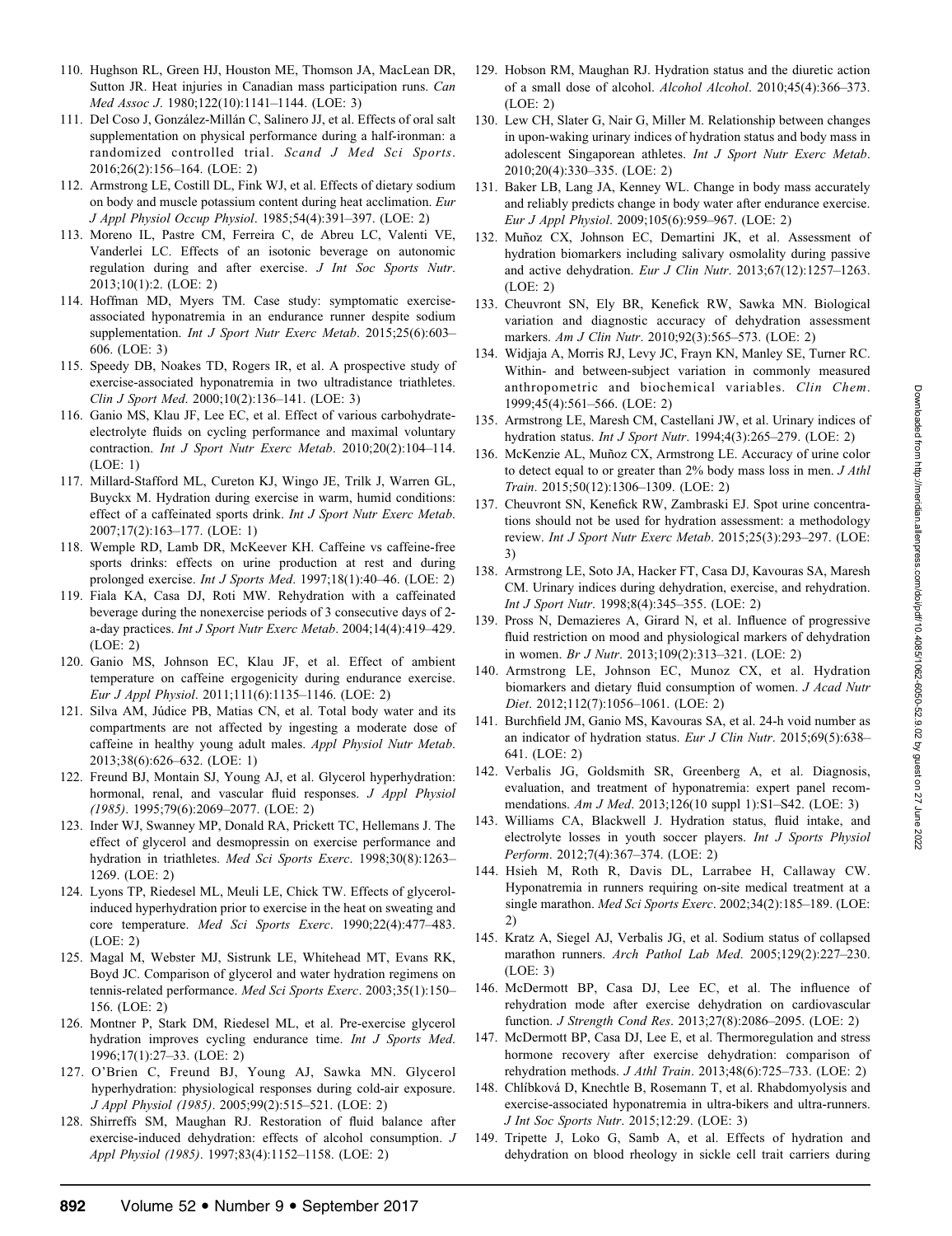110. Hughson RL, Green HJ, Houston ME, Thomson JA, MacLean DR, Sutton JR. Heat injuries in Canadian mass participation runs. *Can Med Assoc J*. 1980;122(10):1141–1144. (LOE: 3)
111. Del Coso J, González-Millán C, Salinero JJ, et al. Effects of oral salt supplementation on physical performance during a half-ironman: a randomized controlled trial. *Scand J Med Sci Sports*. 2016;26(2):156–164. (LOE: 2)
112. Armstrong LE, Costill DL, Fink WJ, et al. Effects of dietary sodium on body and muscle potassium content during heat acclimation. *Eur J Appl Physiol Occup Physiol*. 1985;54(4):391–397. (LOE: 2)
113. Moreno IL, Pastre CM, Ferreira C, de Abreu LC, Valenti VE, Vanderlei LC. Effects of an isotonic beverage on autonomic regulation during and after exercise. *J Int Soc Sports Nutr*. 2013;10(1):2. (LOE: 2)
114. Hoffman MD, Myers TM. Case study: symptomatic exercise-associated hyponatremia in an endurance runner despite sodium supplementation. *Int J Sport Nutr Exerc Metab*. 2015;25(6):603–606. (LOE: 3)
115. Speedy DB, Noakes TD, Rogers IR, et al. A prospective study of exercise-associated hyponatremia in two ultradistance triathletes. *Clin J Sport Med*. 2000;10(2):136–141. (LOE: 3)
116. Ganio MS, Klau JF, Lee EC, et al. Effect of various carbohydrate-electrolyte fluids on cycling performance and maximal voluntary contraction. *Int J Sport Nutr Exerc Metab*. 2010;20(2):104–114. (LOE: 1)
117. Millard-Stafford ML, Cureton KJ, Wingo JE, Trilk J, Warren GL, Buyckx M. Hydration during exercise in warm, humid conditions: effect of a caffeinated sports drink. *Int J Sport Nutr Exerc Metab*. 2007;17(2):163–177. (LOE: 1)
118. Wemple RD, Lamb DR, McKeever KH. Caffeine vs caffeine-free sports drinks: effects on urine production at rest and during prolonged exercise. *Int J Sports Med*. 1997;18(1):40–46. (LOE: 2)
119. Fiala KA, Casa DJ, Roti MW. Rehydration with a caffeinated beverage during the nonexercise periods of 3 consecutive days of 2-a-day practices. *Int J Sport Nutr Exerc Metab*. 2004;14(4):419–429. (LOE: 2)
120. Ganio MS, Johnson EC, Klau JF, et al. Effect of ambient temperature on caffeine ergogenicity during endurance exercise. *Eur J Appl Physiol*. 2011;111(6):1135–1146. (LOE: 2)
121. Silva AM, Júdice PB, Matias CN, et al. Total body water and its compartments are not affected by ingesting a moderate dose of caffeine in healthy young adult males. *Appl Physiol Nutr Metab*. 2013;38(6):626–632. (LOE: 1)
122. Freund BJ, Montain SJ, Young AJ, et al. Glycerol hyperhydration: hormonal, renal, and vascular fluid responses. *J Appl Physiol (1985)*. 1995;79(6):2069–2077. (LOE: 2)
123. Inder WJ, Swanney MP, Donald RA, Prickett TC, Hellemans J. The effect of glycerol and desmopressin on exercise performance and hydration in triathletes. *Med Sci Sports Exerc*. 1998;30(8):1263–1269. (LOE: 2)
124. Lyons TP, Riedesel ML, Meuli LE, Chick TW. Effects of glycerol-induced hyperhydration prior to exercise in the heat on sweating and core temperature. *Med Sci Sports Exerc*. 1990;22(4):477–483. (LOE: 2)
125. Magal M, Webster MJ, Sistrunk LE, Whitehead MT, Evans RK, Boyd JC. Comparison of glycerol and water hydration regimens on tennis-related performance. *Med Sci Sports Exerc*. 2003;35(1):150–156. (LOE: 2)
126. Montner P, Stark DM, Riedesel ML, et al. Pre-exercise glycerol hydration improves cycling endurance time. *Int J Sports Med*. 1996;17(1):27–33. (LOE: 2)
127. O'Brien C, Freund BJ, Young AJ, Sawka MN. Glycerol hyperhydration: physiological responses during cold-air exposure. *J Appl Physiol (1985)*. 2005;99(2):515–521. (LOE: 2)
128. Shirreffs SM, Maughan RJ. Restoration of fluid balance after exercise-induced dehydration: effects of alcohol consumption. *J Appl Physiol (1985)*. 1997;83(4):1152–1158. (LOE: 2)
129. Hobson RM, Maughan RJ. Hydration status and the diuretic action of a small dose of alcohol. *Alcohol Alcohol*. 2010;45(4):366–373. (LOE: 2)
130. Lew CH, Slater G, Nair G, Miller M. Relationship between changes in upon-waking urinary indices of hydration status and body mass in adolescent Singaporean athletes. *Int J Sport Nutr Exerc Metab*. 2010;20(4):330–335. (LOE: 2)
131. Baker LB, Lang JA, Kenney WL. Change in body mass accurately and reliably predicts change in body water after endurance exercise. *Eur J Appl Physiol*. 2009;105(6):959–967. (LOE: 2)
132. Muñoz CX, Johnson EC, Demartini JK, et al. Assessment of hydration biomarkers including salivary osmolality during passive and active dehydration. *Eur J Clin Nutr*. 2013;67(12):1257–1263. (LOE: 2)
133. Cheuvront SN, Ely BR, Kenefick RW, Sawka MN. Biological variation and diagnostic accuracy of dehydration assessment markers. *Am J Clin Nutr*. 2010;92(3):565–573. (LOE: 2)
134. Widjaja A, Morris RJ, Levy JC, Frayn KN, Manley SE, Turner RC. Within- and between-subject variation in commonly measured anthropometric and biochemical variables. *Clin Chem*. 1999;45(4):561–566. (LOE: 2)
135. Armstrong LE, Maresh CM, Castellani JW, et al. Urinary indices of hydration status. *Int J Sport Nutr*. 1994;4(3):265–279. (LOE: 2)
136. McKenzie AL, Muñoz CX, Armstrong LE. Accuracy of urine color to detect equal to or greater than 2% body mass loss in men. *J Athl Train*. 2015;50(12):1306–1309. (LOE: 2)
137. Cheuvront SN, Kenefick RW, Zambraski EJ. Spot urine concentrations should not be used for hydration assessment: a methodology review. *Int J Sport Nutr Exerc Metab*. 2015;25(3):293–297. (LOE: 3)
138. Armstrong LE, Soto JA, Hacker FT, Casa DJ, Kavouras SA, Maresh CM. Urinary indices during dehydration, exercise, and rehydration. *Int J Sport Nutr*. 1998;8(4):345–355. (LOE: 2)
139. Pross N, Demazieres A, Girard N, et al. Influence of progressive fluid restriction on mood and physiological markers of dehydration in women. *Br J Nutr*. 2013;109(2):313–321. (LOE: 2)
140. Armstrong LE, Johnson EC, Munoz CX, et al. Hydration biomarkers and dietary fluid consumption of women. *J Acad Nutr Diet*. 2012;112(7):1056–1061. (LOE: 2)
141. Burchfield JM, Ganio MS, Kavouras SA, et al. 24-h void number as an indicator of hydration status. *Eur J Clin Nutr*. 2015;69(5):638–641. (LOE: 2)
142. Verbalis JG, Goldsmith SR, Greenberg A, et al. Diagnosis, evaluation, and treatment of hyponatremia: expert panel recommendations. *Am J Med*. 2013;126(10 suppl 1):S1–S42. (LOE: 3)
143. Williams CA, Blackwell J. Hydration status, fluid intake, and electrolyte losses in youth soccer players. *Int J Sports Physiol Perform*. 2012;7(4):367–374. (LOE: 2)
144. Hsieh M, Roth R, Davis DL, Larrabee H, Callaway CW. Hyponatremia in runners requiring on-site medical treatment at a single marathon. *Med Sci Sports Exerc*. 2002;34(2):185–189. (LOE: 2)
145. Kratz A, Siegel AJ, Verbalis JG, et al. Sodium status of collapsed marathon runners. *Arch Pathol Lab Med*. 2005;129(2):227–230. (LOE: 3)
146. McDermott BP, Casa DJ, Lee EC, et al. The influence of rehydration mode after exercise dehydration on cardiovascular function. *J Strength Cond Res*. 2013;27(8):2086–2095. (LOE: 2)
147. McDermott BP, Casa DJ, Lee E, et al. Thermoregulation and stress hormone recovery after exercise dehydration: comparison of rehydration methods. *J Athl Train*. 2013;48(6):725–733. (LOE: 2)
148. Chlíbková D, Knechtle B, Rosemann T, et al. Rhabdomyolysis and exercise-associated hyponatremia in ultra-bikers and ultra-runners. *J Int Soc Sports Nutr*. 2015;12:29. (LOE: 3)
149. Tripette J, Loko G, Samb A, et al. Effects of hydration and dehydration on blood rheology in sickle cell trait carriers during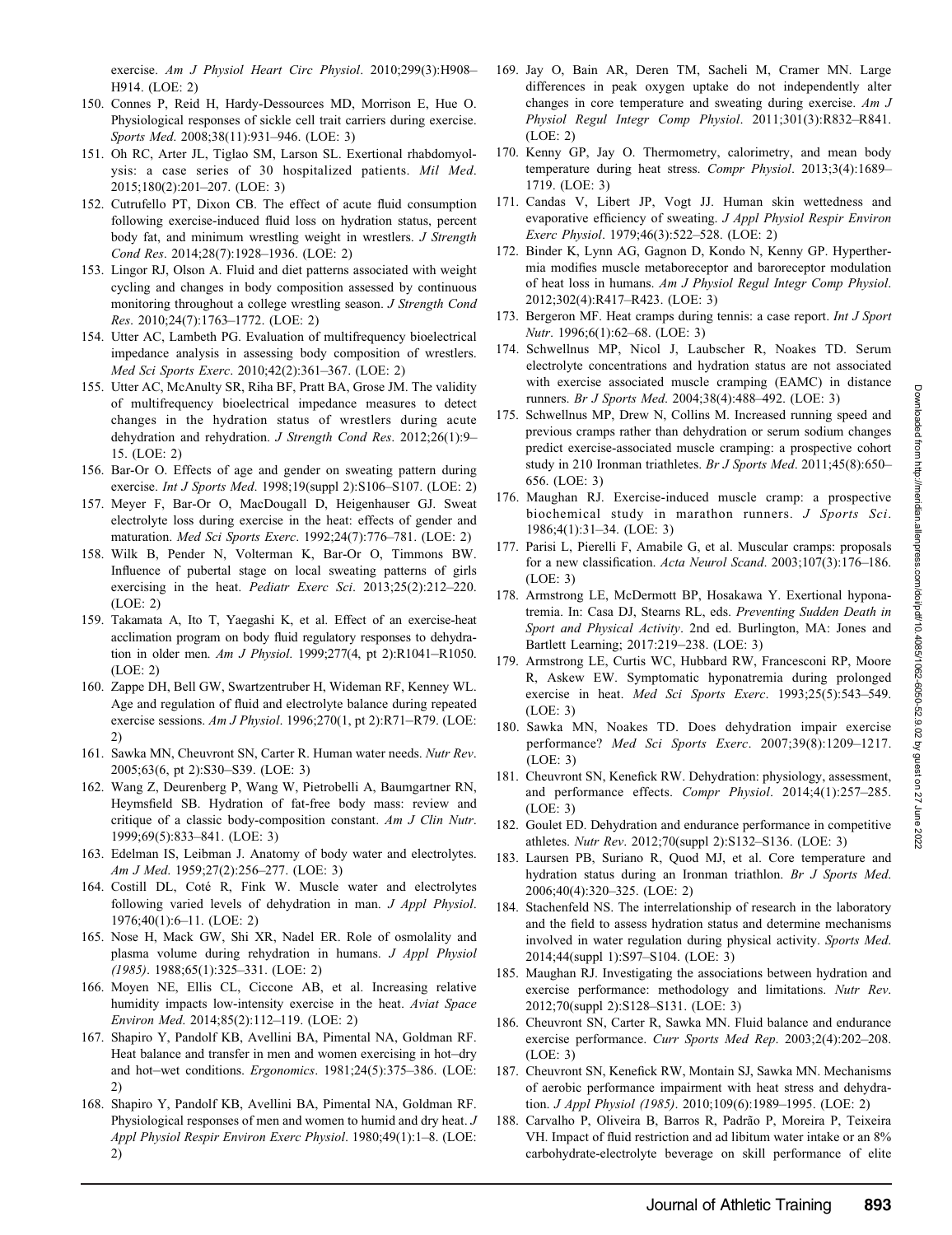exercise. *Am J Physiol Heart Circ Physiol*. 2010;299(3):H908–H914. (LOE: 2)

150. Connes P, Reid H, Hardy-Dessources MD, Morrison E, Hue O. Physiological responses of sickle cell trait carriers during exercise. *Sports Med*. 2008;38(11):931–946. (LOE: 3)
151. Oh RC, Arter JL, Tiglao SM, Larson SL. Exertional rhabdomyolysis: a case series of 30 hospitalized patients. *Mil Med*. 2015;180(2):201–207. (LOE: 3)
152. Cutrufello PT, Dixon CB. The effect of acute fluid consumption following exercise-induced fluid loss on hydration status, percent body fat, and minimum wrestling weight in wrestlers. *J Strength Cond Res*. 2014;28(7):1928–1936. (LOE: 2)
153. Lingor RJ, Olson A. Fluid and diet patterns associated with weight cycling and changes in body composition assessed by continuous monitoring throughout a college wrestling season. *J Strength Cond Res*. 2010;24(7):1763–1772. (LOE: 2)
154. Utter AC, Lambeth PG. Evaluation of multifrequency bioelectrical impedance analysis in assessing body composition of wrestlers. *Med Sci Sports Exerc*. 2010;42(2):361–367. (LOE: 2)
155. Utter AC, McAnulty SR, Riha BF, Pratt BA, Grose JM. The validity of multifrequency bioelectrical impedance measures to detect changes in the hydration status of wrestlers during acute dehydration and rehydration. *J Strength Cond Res*. 2012;26(1):9–15. (LOE: 2)
156. Bar-Or O. Effects of age and gender on sweating pattern during exercise. *Int J Sports Med*. 1998;19(suppl 2):S106–S107. (LOE: 2)
157. Meyer F, Bar-Or O, MacDougall D, Heigenhauser GJ. Sweat electrolyte loss during exercise in the heat: effects of gender and maturation. *Med Sci Sports Exerc*. 1992;24(7):776–781. (LOE: 2)
158. Wilk B, Pender N, Volterman K, Bar-Or O, Timmons BW. Influence of pubertal stage on local sweating patterns of girls exercising in the heat. *Pediatr Exerc Sci*. 2013;25(2):212–220. (LOE: 2)
159. Takamata A, Ito T, Yaegashi K, et al. Effect of an exercise-heat acclimation program on body fluid regulatory responses to dehydration in older men. *Am J Physiol*. 1999;277(4, pt 2):R1041–R1050. (LOE: 2)
160. Zappe DH, Bell GW, Swartzentruber H, Wideman RF, Kenney WL. Age and regulation of fluid and electrolyte balance during repeated exercise sessions. *Am J Physiol*. 1996;270(1, pt 2):R71–R79. (LOE: 2)
161. Sawka MN, Cheuvront SN, Carter R. Human water needs. *Nutr Rev*. 2005;63(6, pt 2):S30–S39. (LOE: 3)
162. Wang Z, Deurenberg P, Wang W, Pietrobelli A, Baumgartner RN, Heymsfield SB. Hydration of fat-free body mass: review and critique of a classic body-composition constant. *Am J Clin Nutr*. 1999;69(5):833–841. (LOE: 3)
163. Edelman IS, Leibman J. Anatomy of body water and electrolytes. *Am J Med*. 1959;27(2):256–277. (LOE: 3)
164. Costill DL, Coté R, Fink W. Muscle water and electrolytes following varied levels of dehydration in man. *J Appl Physiol*. 1976;40(1):6–11. (LOE: 2)
165. Nose H, Mack GW, Shi XR, Nadel ER. Role of osmolality and plasma volume during rehydration in humans. *J Appl Physiol (1985)*. 1988;65(1):325–331. (LOE: 2)
166. Moyen NE, Ellis CL, Ciccone AB, et al. Increasing relative humidity impacts low-intensity exercise in the heat. *Aviat Space Environ Med*. 2014;85(2):112–119. (LOE: 2)
167. Shapiro Y, Pandolf KB, Avellini BA, Pimental NA, Goldman RF. Heat balance and transfer in men and women exercising in hot–dry and hot–wet conditions. *Ergonomics*. 1981;24(5):375–386. (LOE: 2)
168. Shapiro Y, Pandolf KB, Avellini BA, Pimental NA, Goldman RF. Physiological responses of men and women to humid and dry heat. *J Appl Physiol Respir Environ Exerc Physiol*. 1980;49(1):1–8. (LOE: 2)
169. Jay O, Bain AR, Deren TM, Sacheli M, Cramer MN. Large differences in peak oxygen uptake do not independently alter changes in core temperature and sweating during exercise. *Am J Physiol Regul Integr Comp Physiol*. 2011;301(3):R832–R841. (LOE: 2)
170. Kenny GP, Jay O. Thermometry, calorimetry, and mean body temperature during heat stress. *Compr Physiol*. 2013;3(4):1689–1719. (LOE: 3)
171. Candas V, Libert JP, Vogt JJ. Human skin wettedness and evaporative efficiency of sweating. *J Appl Physiol Respir Environ Exerc Physiol*. 1979;46(3):522–528. (LOE: 2)
172. Binder K, Lynn AG, Gagnon D, Kondo N, Kenny GP. Hyperthermia modifies muscle metaboreceptor and baroreceptor modulation of heat loss in humans. *Am J Physiol Regul Integr Comp Physiol*. 2012;302(4):R417–R423. (LOE: 3)
173. Bergeron MF. Heat cramps during tennis: a case report. *Int J Sport Nutr*. 1996;6(1):62–68. (LOE: 3)
174. Schwellnus MP, Nicol J, Laubscher R, Noakes TD. Serum electrolyte concentrations and hydration status are not associated with exercise associated muscle cramping (EAMC) in distance runners. *Br J Sports Med*. 2004;38(4):488–492. (LOE: 3)
175. Schwellnus MP, Drew N, Collins M. Increased running speed and previous cramps rather than dehydration or serum sodium changes predict exercise-associated muscle cramping: a prospective cohort study in 210 Ironman triathletes. *Br J Sports Med*. 2011;45(8):650–656. (LOE: 3)
176. Maughan RJ. Exercise-induced muscle cramp: a prospective biochemical study in marathon runners. *J Sports Sci*. 1986;4(1):31–34. (LOE: 3)
177. Parisi L, Pierelli F, Amabile G, et al. Muscular cramps: proposals for a new classification. *Acta Neurol Scand*. 2003;107(3):176–186. (LOE: 3)
178. Armstrong LE, McDermott BP, Hosakawa Y. Exertional hyponatremia. In: Casa DJ, Stearns RL, eds. *Preventing Sudden Death in Sport and Physical Activity*. 2nd ed. Burlington, MA: Jones and Bartlett Learning; 2017:219–238. (LOE: 3)
179. Armstrong LE, Curtis WC, Hubbard RW, Francesconi RP, Moore R, Askew EW. Symptomatic hyponatremia during prolonged exercise in heat. *Med Sci Sports Exerc*. 1993;25(5):543–549. (LOE: 3)
180. Sawka MN, Noakes TD. Does dehydration impair exercise performance? *Med Sci Sports Exerc*. 2007;39(8):1209–1217. (LOE: 3)
181. Cheuvront SN, Kenefick RW. Dehydration: physiology, assessment, and performance effects. *Compr Physiol*. 2014;4(1):257–285. (LOE: 3)
182. Goulet ED. Dehydration and endurance performance in competitive athletes. *Nutr Rev*. 2012;70(suppl 2):S132–S136. (LOE: 3)
183. Laursen PB, Suriano R, Quod MJ, et al. Core temperature and hydration status during an Ironman triathlon. *Br J Sports Med*. 2006;40(4):320–325. (LOE: 2)
184. Stachenfeld NS. The interrelationship of research in the laboratory and the field to assess hydration status and determine mechanisms involved in water regulation during physical activity. *Sports Med*. 2014;44(suppl 1):S97–S104. (LOE: 3)
185. Maughan RJ. Investigating the associations between hydration and exercise performance: methodology and limitations. *Nutr Rev*. 2012;70(suppl 2):S128–S131. (LOE: 3)
186. Cheuvront SN, Carter R, Sawka MN. Fluid balance and endurance exercise performance. *Curr Sports Med Rep*. 2003;2(4):202–208. (LOE: 3)
187. Cheuvront SN, Kenefick RW, Montain SJ, Sawka MN. Mechanisms of aerobic performance impairment with heat stress and dehydration. *J Appl Physiol (1985)*. 2010;109(6):1989–1995. (LOE: 2)
188. Carvalho P, Oliveira B, Barros R, Padrão P, Moreira P, Teixeira VH. Impact of fluid restriction and ad libitum water intake or an 8% carbohydrate-electrolyte beverage on skill performance of elite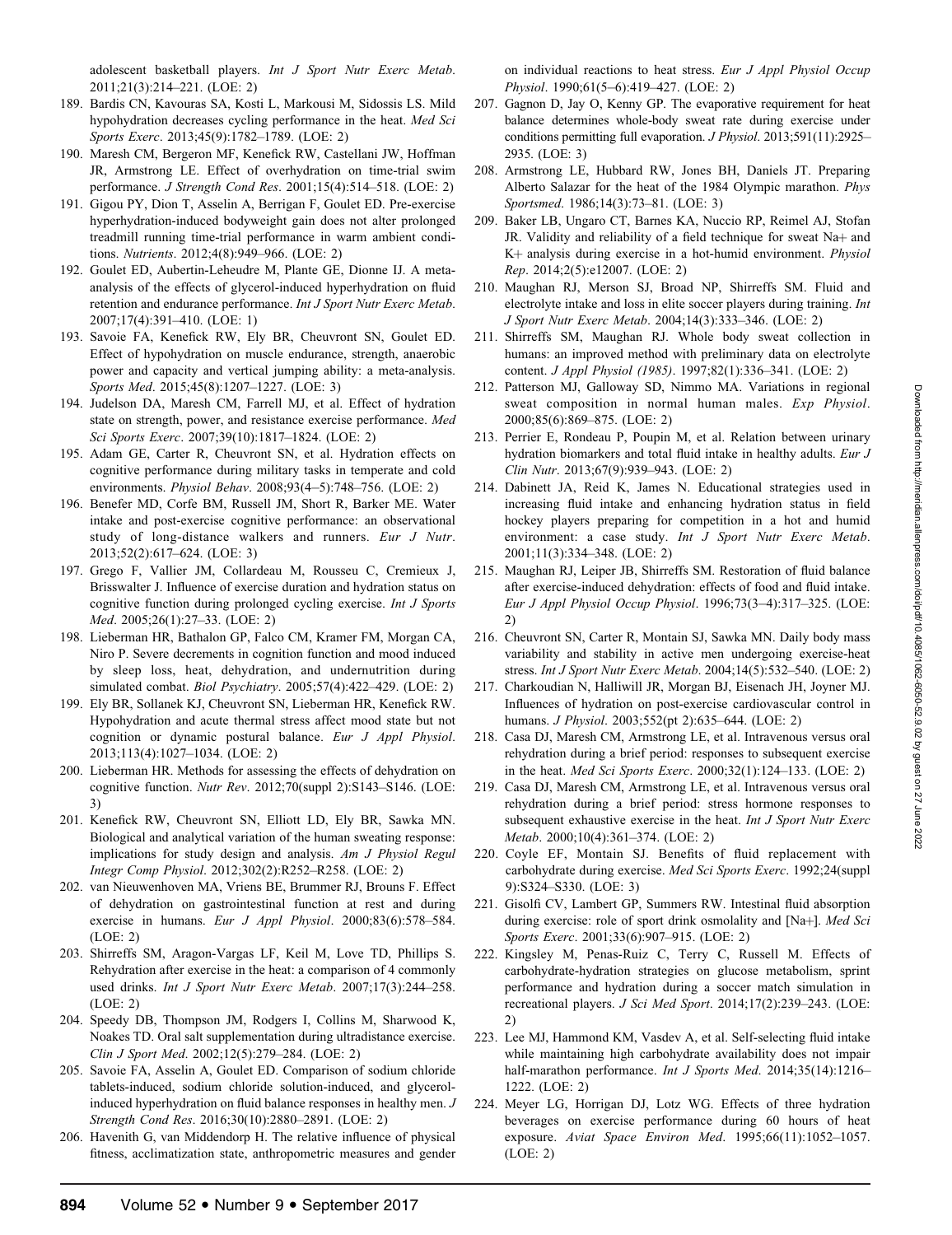adolescent basketball players. *Int J Sport Nutr Exerc Metab*. 2011;21(3):214–221. (LOE: 2)

189. Bardis CN, Kavouras SA, Kosti L, Markousi M, Sidossis LS. Mild hypohydration decreases cycling performance in the heat. *Med Sci Sports Exerc*. 2013;45(9):1782–1789. (LOE: 2)
190. Maresh CM, Bergeron MF, Kenefick RW, Castellani JW, Hoffman JR, Armstrong LE. Effect of overhydration on time-trial swim performance. *J Strength Cond Res*. 2001;15(4):514–518. (LOE: 2)
191. Gigou PY, Dion T, Asselin A, Berrigan F, Goulet ED. Pre-exercise hyperhydration-induced bodyweight gain does not alter prolonged treadmill running time-trial performance in warm ambient conditions. *Nutrients*. 2012;4(8):949–966. (LOE: 2)
192. Goulet ED, Aubertin-Leheudre M, Plante GE, Dionne IJ. A meta-analysis of the effects of glycerol-induced hyperhydration on fluid retention and endurance performance. *Int J Sport Nutr Exerc Metab*. 2007;17(4):391–410. (LOE: 1)
193. Savoie FA, Kenefick RW, Ely BR, Cheuvront SN, Goulet ED. Effect of hypohydration on muscle endurance, strength, anaerobic power and capacity and vertical jumping ability: a meta-analysis. *Sports Med*. 2015;45(8):1207–1227. (LOE: 3)
194. Judelson DA, Maresh CM, Farrell MJ, et al. Effect of hydration state on strength, power, and resistance exercise performance. *Med Sci Sports Exerc*. 2007;39(10):1817–1824. (LOE: 2)
195. Adam GE, Carter R, Cheuvront SN, et al. Hydration effects on cognitive performance during military tasks in temperate and cold environments. *Physiol Behav*. 2008;93(4–5):748–756. (LOE: 2)
196. Benefer MD, Corfe BM, Russell JM, Short R, Barker ME. Water intake and post-exercise cognitive performance: an observational study of long-distance walkers and runners. *Eur J Nutr*. 2013;52(2):617–624. (LOE: 3)
197. Grego F, Vallier JM, Collardeau M, Rousseu C, Cremieux J, Brisswalter J. Influence of exercise duration and hydration status on cognitive function during prolonged cycling exercise. *Int J Sports Med*. 2005;26(1):27–33. (LOE: 2)
198. Lieberman HR, Bathalon GP, Falco CM, Kramer FM, Morgan CA, Niro P. Severe decrements in cognition function and mood induced by sleep loss, heat, dehydration, and undernutrition during simulated combat. *Biol Psychiatry*. 2005;57(4):422–429. (LOE: 2)
199. Ely BR, Sollanek KJ, Cheuvront SN, Lieberman HR, Kenefick RW. Hypohydration and acute thermal stress affect mood state but not cognition or dynamic postural balance. *Eur J Appl Physiol*. 2013;113(4):1027–1034. (LOE: 2)
200. Lieberman HR. Methods for assessing the effects of dehydration on cognitive function. *Nutr Rev*. 2012;70(suppl 2):S143–S146. (LOE: 3)
201. Kenefick RW, Cheuvront SN, Elliott LD, Ely BR, Sawka MN. Biological and analytical variation of the human sweating response: implications for study design and analysis. *Am J Physiol Regul Integr Comp Physiol*. 2012;302(2):R252–R258. (LOE: 2)
202. van Nieuwenhoven MA, Vriens BE, Brummer RJ, Brouns F. Effect of dehydration on gastrointestinal function at rest and during exercise in humans. *Eur J Appl Physiol*. 2000;83(6):578–584. (LOE: 2)
203. Shirreffs SM, Aragon-Vargas LF, Keil M, Love TD, Phillips S. Rehydration after exercise in the heat: a comparison of 4 commonly used drinks. *Int J Sport Nutr Exerc Metab*. 2007;17(3):244–258. (LOE: 2)
204. Speedy DB, Thompson JM, Rodgers I, Collins M, Sharwood K, Noakes TD. Oral salt supplementation during ultradistance exercise. *Clin J Sport Med*. 2002;12(5):279–284. (LOE: 2)
205. Savoie FA, Asselin A, Goulet ED. Comparison of sodium chloride tablets-induced, sodium chloride solution-induced, and glycerol-induced hyperhydration on fluid balance responses in healthy men. *J Strength Cond Res*. 2016;30(10):2880–2891. (LOE: 2)
206. Havenith G, van Middendorp H. The relative influence of physical fitness, acclimatization state, anthropometric measures and gender on individual reactions to heat stress. *Eur J Appl Physiol Occup Physiol*. 1990;61(5–6):419–427. (LOE: 2)
207. Gagnon D, Jay O, Kenny GP. The evaporative requirement for heat balance determines whole-body sweat rate during exercise under conditions permitting full evaporation. *J Physiol*. 2013;591(11):2925–2935. (LOE: 3)
208. Armstrong LE, Hubbard RW, Jones BH, Daniels JT. Preparing Alberto Salazar for the heat of the 1984 Olympic marathon. *Phys Sportsmed*. 1986;14(3):73–81. (LOE: 3)
209. Baker LB, Ungaro CT, Barnes KA, Nuccio RP, Reimel AJ, Stofan JR. Validity and reliability of a field technique for sweat Na+ and K+ analysis during exercise in a hot-humid environment. *Physiol Rep*. 2014;2(5):e12007. (LOE: 2)
210. Maughan RJ, Merson SJ, Broad NP, Shirreffs SM. Fluid and electrolyte intake and loss in elite soccer players during training. *Int J Sport Nutr Exerc Metab*. 2004;14(3):333–346. (LOE: 2)
211. Shirreffs SM, Maughan RJ. Whole body sweat collection in humans: an improved method with preliminary data on electrolyte content. *J Appl Physiol (1985)*. 1997;82(1):336–341. (LOE: 2)
212. Patterson MJ, Galloway SD, Nimmo MA. Variations in regional sweat composition in normal human males. *Exp Physiol*. 2000;85(6):869–875. (LOE: 2)
213. Perrier E, Rondeau P, Poupin M, et al. Relation between urinary hydration biomarkers and total fluid intake in healthy adults. *Eur J Clin Nutr*. 2013;67(9):939–943. (LOE: 2)
214. Dabinett JA, Reid K, James N. Educational strategies used in increasing fluid intake and enhancing hydration status in field hockey players preparing for competition in a hot and humid environment: a case study. *Int J Sport Nutr Exerc Metab*. 2001;11(3):334–348. (LOE: 2)
215. Maughan RJ, Leiper JB, Shirreffs SM. Restoration of fluid balance after exercise-induced dehydration: effects of food and fluid intake. *Eur J Appl Physiol Occup Physiol*. 1996;73(3–4):317–325. (LOE: 2)
216. Cheuvront SN, Carter R, Montain SJ, Sawka MN. Daily body mass variability and stability in active men undergoing exercise-heat stress. *Int J Sport Nutr Exerc Metab*. 2004;14(5):532–540. (LOE: 2)
217. Charkoudian N, Halliwill JR, Morgan BJ, Eisenach JH, Joyner MJ. Influences of hydration on post-exercise cardiovascular control in humans. *J Physiol*. 2003;552(pt 2):635–644. (LOE: 2)
218. Casa DJ, Maresh CM, Armstrong LE, et al. Intravenous versus oral rehydration during a brief period: responses to subsequent exercise in the heat. *Med Sci Sports Exerc*. 2000;32(1):124–133. (LOE: 2)
219. Casa DJ, Maresh CM, Armstrong LE, et al. Intravenous versus oral rehydration during a brief period: stress hormone responses to subsequent exhaustive exercise in the heat. *Int J Sport Nutr Exerc Metab*. 2000;10(4):361–374. (LOE: 2)
220. Coyle EF, Montain SJ. Benefits of fluid replacement with carbohydrate during exercise. *Med Sci Sports Exerc*. 1992;24(suppl 9):S324–S330. (LOE: 3)
221. Gisolfi CV, Lambert GP, Summers RW. Intestinal fluid absorption during exercise: role of sport drink osmolality and [Na+]. *Med Sci Sports Exerc*. 2001;33(6):907–915. (LOE: 2)
222. Kingsley M, Penas-Ruiz C, Terry C, Russell M. Effects of carbohydrate-hydration strategies on glucose metabolism, sprint performance and hydration during a soccer match simulation in recreational players. *J Sci Med Sport*. 2014;17(2):239–243. (LOE: 2)
223. Lee MJ, Hammond KM, Vasdev A, et al. Self-selecting fluid intake while maintaining high carbohydrate availability does not impair half-marathon performance. *Int J Sports Med*. 2014;35(14):1216–1222. (LOE: 2)
224. Meyer LG, Horrigan DJ, Lotz WG. Effects of three hydration beverages on exercise performance during 60 hours of heat exposure. *Aviat Space Environ Med*. 1995;66(11):1052–1057. (LOE: 2)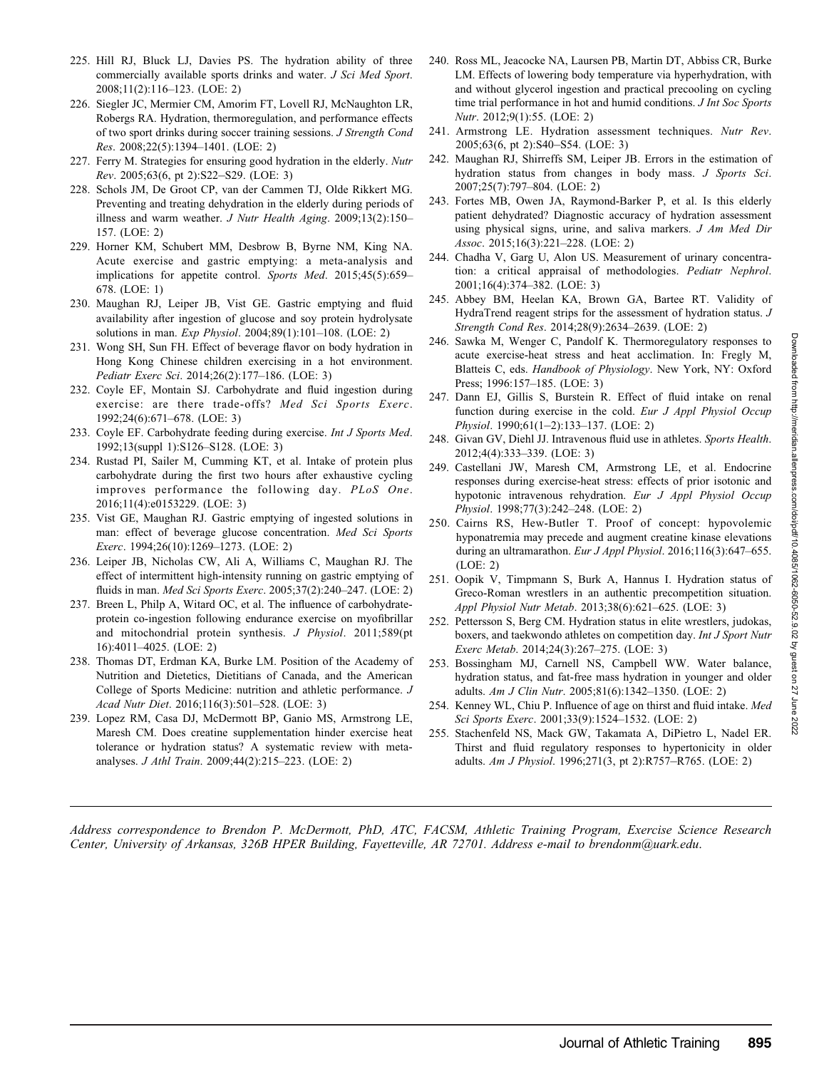225. Hill RJ, Bluck LJ, Davies PS. The hydration ability of three commercially available sports drinks and water. *J Sci Med Sport*. 2008;11(2):116–123. (LOE: 2)
226. Siegler JC, Mermier CM, Amorim FT, Lovell RJ, McNaughton LR, Robergs RA. Hydration, thermoregulation, and performance effects of two sport drinks during soccer training sessions. *J Strength Cond Res*. 2008;22(5):1394–1401. (LOE: 2)
227. Ferry M. Strategies for ensuring good hydration in the elderly. *Nutr Rev*. 2005;63(6, pt 2):S22–S29. (LOE: 3)
228. Schols JM, De Groot CP, van der Cammen TJ, Olde Rikkert MG. Preventing and treating dehydration in the elderly during periods of illness and warm weather. *J Nutr Health Aging*. 2009;13(2):150–157. (LOE: 2)
229. Horner KM, Schubert MM, Desbrow B, Byrne NM, King NA. Acute exercise and gastric emptying: a meta-analysis and implications for appetite control. *Sports Med*. 2015;45(5):659–678. (LOE: 1)
230. Maughan RJ, Leiper JB, Vist GE. Gastric emptying and fluid availability after ingestion of glucose and soy protein hydrolysate solutions in man. *Exp Physiol*. 2004;89(1):101–108. (LOE: 2)
231. Wong SH, Sun FH. Effect of beverage flavor on body hydration in Hong Kong Chinese children exercising in a hot environment. *Pediatr Exerc Sci*. 2014;26(2):177–186. (LOE: 3)
232. Coyle EF, Montain SJ. Carbohydrate and fluid ingestion during exercise: are there trade-offs? *Med Sci Sports Exerc*. 1992;24(6):671–678. (LOE: 3)
233. Coyle EF. Carbohydrate feeding during exercise. *Int J Sports Med*. 1992;13(suppl 1):S126–S128. (LOE: 3)
234. Rustad PI, Sailer M, Cumming KT, et al. Intake of protein plus carbohydrate during the first two hours after exhaustive cycling improves performance the following day. *PLoS One*. 2016;11(4):e0153229. (LOE: 3)
235. Vist GE, Maughan RJ. Gastric emptying of ingested solutions in man: effect of beverage glucose concentration. *Med Sci Sports Exerc*. 1994;26(10):1269–1273. (LOE: 2)
236. Leiper JB, Nicholas CW, Ali A, Williams C, Maughan RJ. The effect of intermittent high-intensity running on gastric emptying of fluids in man. *Med Sci Sports Exerc*. 2005;37(2):240–247. (LOE: 2)
237. Breen L, Philp A, Witard OC, et al. The influence of carbohydrate-protein co-ingestion following endurance exercise on myofibrillar and mitochondrial protein synthesis. *J Physiol*. 2011;589(pt 16):4011–4025. (LOE: 2)
238. Thomas DT, Erdman KA, Burke LM. Position of the Academy of Nutrition and Dietetics, Dietitians of Canada, and the American College of Sports Medicine: nutrition and athletic performance. *J Acad Nutr Diet*. 2016;116(3):501–528. (LOE: 3)
239. Lopez RM, Casa DJ, McDermott BP, Ganio MS, Armstrong LE, Maresh CM. Does creatine supplementation hinder exercise heat tolerance or hydration status? A systematic review with meta-analyses. *J Athl Train*. 2009;44(2):215–223. (LOE: 2)
240. Ross ML, Jeacocke NA, Laursen PB, Martin DT, Abbiss CR, Burke LM. Effects of lowering body temperature via hyperhydration, with and without glycerol ingestion and practical precooling on cycling time trial performance in hot and humid conditions. *J Int Soc Sports Nutr*. 2012;9(1):55. (LOE: 2)
241. Armstrong LE. Hydration assessment techniques. *Nutr Rev*. 2005;63(6, pt 2):S40–S54. (LOE: 3)
242. Maughan RJ, Shirreffs SM, Leiper JB. Errors in the estimation of hydration status from changes in body mass. *J Sports Sci*. 2007;25(7):797–804. (LOE: 2)
243. Fortes MB, Owen JA, Raymond-Barker P, et al. Is this elderly patient dehydrated? Diagnostic accuracy of hydration assessment using physical signs, urine, and saliva markers. *J Am Med Dir Assoc*. 2015;16(3):221–228. (LOE: 2)
244. Chadha V, Garg U, Alon US. Measurement of urinary concentration: a critical appraisal of methodologies. *Pediatr Nephrol*. 2001;16(4):374–382. (LOE: 3)
245. Abbey BM, Heelan KA, Brown GA, Bartee RT. Validity of HydraTrend reagent strips for the assessment of hydration status. *J Strength Cond Res*. 2014;28(9):2634–2639. (LOE: 2)
246. Sawka M, Wenger C, Pandolf K. Thermoregulatory responses to acute exercise-heat stress and heat acclimation. In: Fregly M, Blatteis C, eds. *Handbook of Physiology*. New York, NY: Oxford Press; 1996:157–185. (LOE: 3)
247. Dann EJ, Gillis S, Burstein R. Effect of fluid intake on renal function during exercise in the cold. *Eur J Appl Physiol Occup Physiol*. 1990;61(1–2):133–137. (LOE: 2)
248. Givan GV, Diehl JJ. Intravenous fluid use in athletes. *Sports Health*. 2012;4(4):333–339. (LOE: 3)
249. Castellani JW, Maresh CM, Armstrong LE, et al. Endocrine responses during exercise-heat stress: effects of prior isotonic and hypotonic intravenous rehydration. *Eur J Appl Physiol Occup Physiol*. 1998;77(3):242–248. (LOE: 2)
250. Cairns RS, Hew-Butler T. Proof of concept: hypovolemic hyponatremia may precede and augment creatine kinase elevations during an ultramarathon. *Eur J Appl Physiol*. 2016;116(3):647–655. (LOE: 2)
251. Oopik V, Timpmann S, Burk A, Hannus I. Hydration status of Greco-Roman wrestlers in an authentic precompetition situation. *Appl Physiol Nutr Metab*. 2013;38(6):621–625. (LOE: 3)
252. Pettersson S, Berg CM. Hydration status in elite wrestlers, judokas, boxers, and taekwondo athletes on competition day. *Int J Sport Nutr Exerc Metab*. 2014;24(3):267–275. (LOE: 3)
253. Bossingham MJ, Carnell NS, Campbell WW. Water balance, hydration status, and fat-free mass hydration in younger and older adults. *Am J Clin Nutr*. 2005;81(6):1342–1350. (LOE: 2)
254. Kenney WL, Chiu P. Influence of age on thirst and fluid intake. *Med Sci Sports Exerc*. 2001;33(9):1524–1532. (LOE: 2)
255. Stachenfeld NS, Mack GW, Takamata A, DiPietro L, Nadel ER. Thirst and fluid regulatory responses to hypertonicity in older adults. *Am J Physiol*. 1996;271(3, pt 2):R757–R765. (LOE: 2)

*Address correspondence to Brendon P. McDermott, PhD, ATC, FACSM, Athletic Training Program, Exercise Science Research Center, University of Arkansas, 326B HPER Building, Fayetteville, AR 72701. Address e-mail to brendonm@uark.edu.*